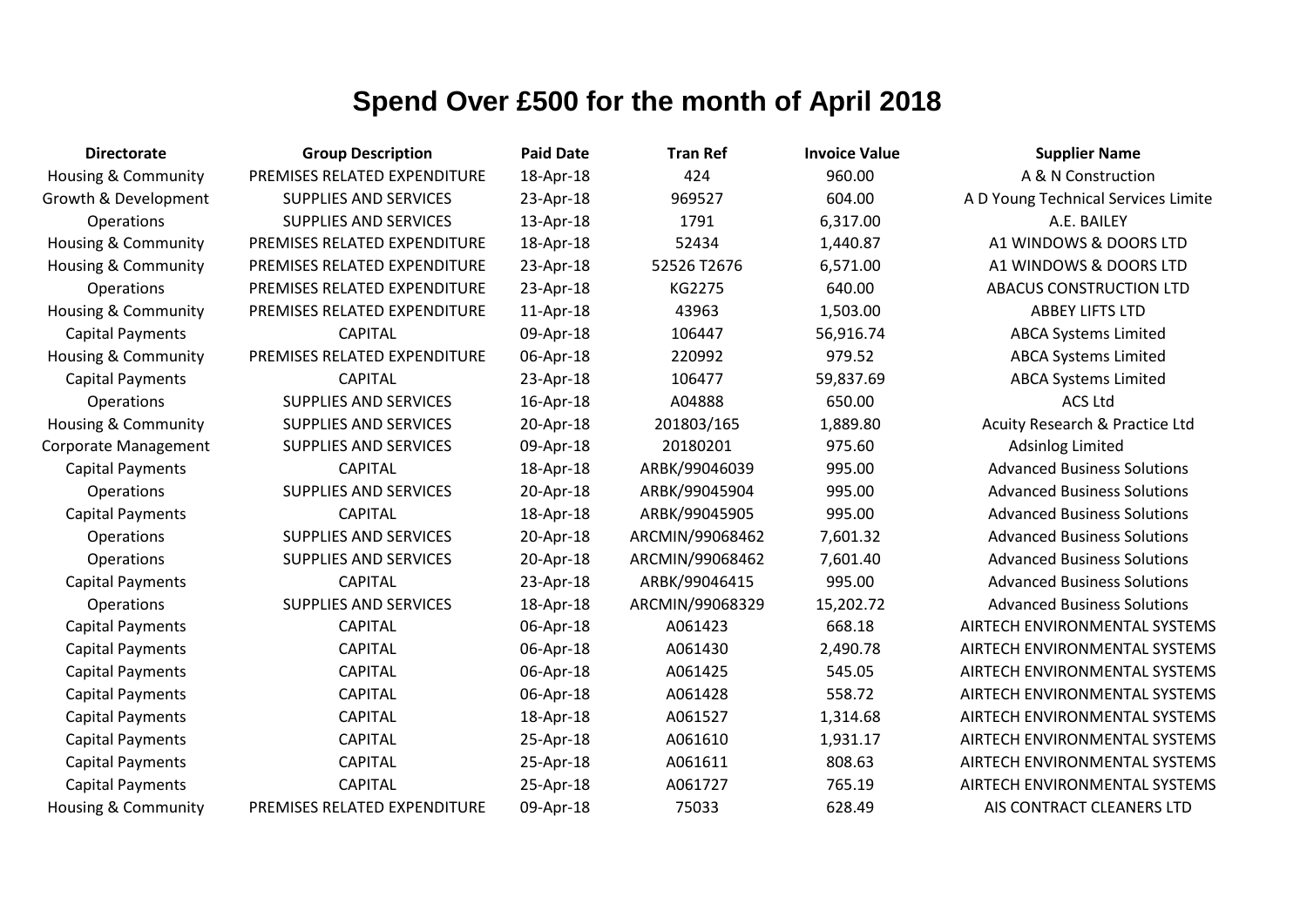# Spend Over £500 for the month of April 2018

| Directorate | Group Description | Paid Date | Tran Ref | Invoice Value | Supplier Name |
|---|---|---|---|---|---|
| Housing & Community | PREMISES RELATED EXPENDITURE | 18-Apr-18 | 424 | 960.00 | A & N Construction |
| Growth & Development | SUPPLIES AND SERVICES | 23-Apr-18 | 969527 | 604.00 | A D Young Technical Services Limite |
| Operations | SUPPLIES AND SERVICES | 13-Apr-18 | 1791 | 6,317.00 | A.E. BAILEY |
| Housing & Community | PREMISES RELATED EXPENDITURE | 18-Apr-18 | 52434 | 1,440.87 | A1 WINDOWS & DOORS LTD |
| Housing & Community | PREMISES RELATED EXPENDITURE | 23-Apr-18 | 52526 T2676 | 6,571.00 | A1 WINDOWS & DOORS LTD |
| Operations | PREMISES RELATED EXPENDITURE | 23-Apr-18 | KG2275 | 640.00 | ABACUS CONSTRUCTION LTD |
| Housing & Community | PREMISES RELATED EXPENDITURE | 11-Apr-18 | 43963 | 1,503.00 | ABBEY LIFTS LTD |
| Capital Payments | CAPITAL | 09-Apr-18 | 106447 | 56,916.74 | ABCA Systems Limited |
| Housing & Community | PREMISES RELATED EXPENDITURE | 06-Apr-18 | 220992 | 979.52 | ABCA Systems Limited |
| Capital Payments | CAPITAL | 23-Apr-18 | 106477 | 59,837.69 | ABCA Systems Limited |
| Operations | SUPPLIES AND SERVICES | 16-Apr-18 | A04888 | 650.00 | ACS Ltd |
| Housing & Community | SUPPLIES AND SERVICES | 20-Apr-18 | 201803/165 | 1,889.80 | Acuity Research & Practice Ltd |
| Corporate Management | SUPPLIES AND SERVICES | 09-Apr-18 | 20180201 | 975.60 | Adsinlog Limited |
| Capital Payments | CAPITAL | 18-Apr-18 | ARBK/99046039 | 995.00 | Advanced Business Solutions |
| Operations | SUPPLIES AND SERVICES | 20-Apr-18 | ARBK/99045904 | 995.00 | Advanced Business Solutions |
| Capital Payments | CAPITAL | 18-Apr-18 | ARBK/99045905 | 995.00 | Advanced Business Solutions |
| Operations | SUPPLIES AND SERVICES | 20-Apr-18 | ARCMIN/99068462 | 7,601.32 | Advanced Business Solutions |
| Operations | SUPPLIES AND SERVICES | 20-Apr-18 | ARCMIN/99068462 | 7,601.40 | Advanced Business Solutions |
| Capital Payments | CAPITAL | 23-Apr-18 | ARBK/99046415 | 995.00 | Advanced Business Solutions |
| Operations | SUPPLIES AND SERVICES | 18-Apr-18 | ARCMIN/99068329 | 15,202.72 | Advanced Business Solutions |
| Capital Payments | CAPITAL | 06-Apr-18 | A061423 | 668.18 | AIRTECH ENVIRONMENTAL SYSTEMS |
| Capital Payments | CAPITAL | 06-Apr-18 | A061430 | 2,490.78 | AIRTECH ENVIRONMENTAL SYSTEMS |
| Capital Payments | CAPITAL | 06-Apr-18 | A061425 | 545.05 | AIRTECH ENVIRONMENTAL SYSTEMS |
| Capital Payments | CAPITAL | 06-Apr-18 | A061428 | 558.72 | AIRTECH ENVIRONMENTAL SYSTEMS |
| Capital Payments | CAPITAL | 18-Apr-18 | A061527 | 1,314.68 | AIRTECH ENVIRONMENTAL SYSTEMS |
| Capital Payments | CAPITAL | 25-Apr-18 | A061610 | 1,931.17 | AIRTECH ENVIRONMENTAL SYSTEMS |
| Capital Payments | CAPITAL | 25-Apr-18 | A061611 | 808.63 | AIRTECH ENVIRONMENTAL SYSTEMS |
| Capital Payments | CAPITAL | 25-Apr-18 | A061727 | 765.19 | AIRTECH ENVIRONMENTAL SYSTEMS |
| Housing & Community | PREMISES RELATED EXPENDITURE | 09-Apr-18 | 75033 | 628.49 | AIS CONTRACT CLEANERS LTD |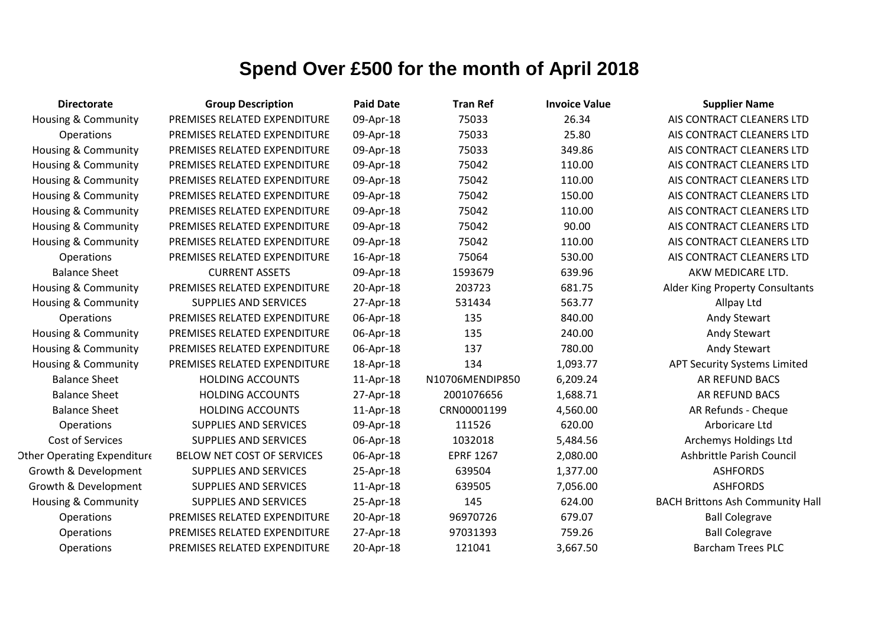# Spend Over £500 for the month of April 2018

| Directorate | Group Description | Paid Date | Tran Ref | Invoice Value | Supplier Name |
|---|---|---|---|---|---|
| Housing & Community | PREMISES RELATED EXPENDITURE | 09-Apr-18 | 75033 | 26.34 | AIS CONTRACT CLEANERS LTD |
| Operations | PREMISES RELATED EXPENDITURE | 09-Apr-18 | 75033 | 25.80 | AIS CONTRACT CLEANERS LTD |
| Housing & Community | PREMISES RELATED EXPENDITURE | 09-Apr-18 | 75033 | 349.86 | AIS CONTRACT CLEANERS LTD |
| Housing & Community | PREMISES RELATED EXPENDITURE | 09-Apr-18 | 75042 | 110.00 | AIS CONTRACT CLEANERS LTD |
| Housing & Community | PREMISES RELATED EXPENDITURE | 09-Apr-18 | 75042 | 110.00 | AIS CONTRACT CLEANERS LTD |
| Housing & Community | PREMISES RELATED EXPENDITURE | 09-Apr-18 | 75042 | 150.00 | AIS CONTRACT CLEANERS LTD |
| Housing & Community | PREMISES RELATED EXPENDITURE | 09-Apr-18 | 75042 | 110.00 | AIS CONTRACT CLEANERS LTD |
| Housing & Community | PREMISES RELATED EXPENDITURE | 09-Apr-18 | 75042 | 90.00 | AIS CONTRACT CLEANERS LTD |
| Housing & Community | PREMISES RELATED EXPENDITURE | 09-Apr-18 | 75042 | 110.00 | AIS CONTRACT CLEANERS LTD |
| Operations | PREMISES RELATED EXPENDITURE | 16-Apr-18 | 75064 | 530.00 | AIS CONTRACT CLEANERS LTD |
| Balance Sheet | CURRENT ASSETS | 09-Apr-18 | 1593679 | 639.96 | AKW MEDICARE LTD. |
| Housing & Community | PREMISES RELATED EXPENDITURE | 20-Apr-18 | 203723 | 681.75 | Alder King Property Consultants |
| Housing & Community | SUPPLIES AND SERVICES | 27-Apr-18 | 531434 | 563.77 | Allpay Ltd |
| Operations | PREMISES RELATED EXPENDITURE | 06-Apr-18 | 135 | 840.00 | Andy Stewart |
| Housing & Community | PREMISES RELATED EXPENDITURE | 06-Apr-18 | 135 | 240.00 | Andy Stewart |
| Housing & Community | PREMISES RELATED EXPENDITURE | 06-Apr-18 | 137 | 780.00 | Andy Stewart |
| Housing & Community | PREMISES RELATED EXPENDITURE | 18-Apr-18 | 134 | 1,093.77 | APT Security Systems Limited |
| Balance Sheet | HOLDING ACCOUNTS | 11-Apr-18 | N10706MENDIP850 | 6,209.24 | AR REFUND BACS |
| Balance Sheet | HOLDING ACCOUNTS | 27-Apr-18 | 2001076656 | 1,688.71 | AR REFUND BACS |
| Balance Sheet | HOLDING ACCOUNTS | 11-Apr-18 | CRN00001199 | 4,560.00 | AR Refunds - Cheque |
| Operations | SUPPLIES AND SERVICES | 09-Apr-18 | 111526 | 620.00 | Arboricare Ltd |
| Cost of Services | SUPPLIES AND SERVICES | 06-Apr-18 | 1032018 | 5,484.56 | Archemys Holdings Ltd |
| Other Operating Expenditure | BELOW NET COST OF SERVICES | 06-Apr-18 | EPRF 1267 | 2,080.00 | Ashbrittle Parish Council |
| Growth & Development | SUPPLIES AND SERVICES | 25-Apr-18 | 639504 | 1,377.00 | ASHFORDS |
| Growth & Development | SUPPLIES AND SERVICES | 11-Apr-18 | 639505 | 7,056.00 | ASHFORDS |
| Housing & Community | SUPPLIES AND SERVICES | 25-Apr-18 | 145 | 624.00 | BACH Brittons Ash Community Hall |
| Operations | PREMISES RELATED EXPENDITURE | 20-Apr-18 | 96970726 | 679.07 | Ball Colegrave |
| Operations | PREMISES RELATED EXPENDITURE | 27-Apr-18 | 97031393 | 759.26 | Ball Colegrave |
| Operations | PREMISES RELATED EXPENDITURE | 20-Apr-18 | 121041 | 3,667.50 | Barcham Trees PLC |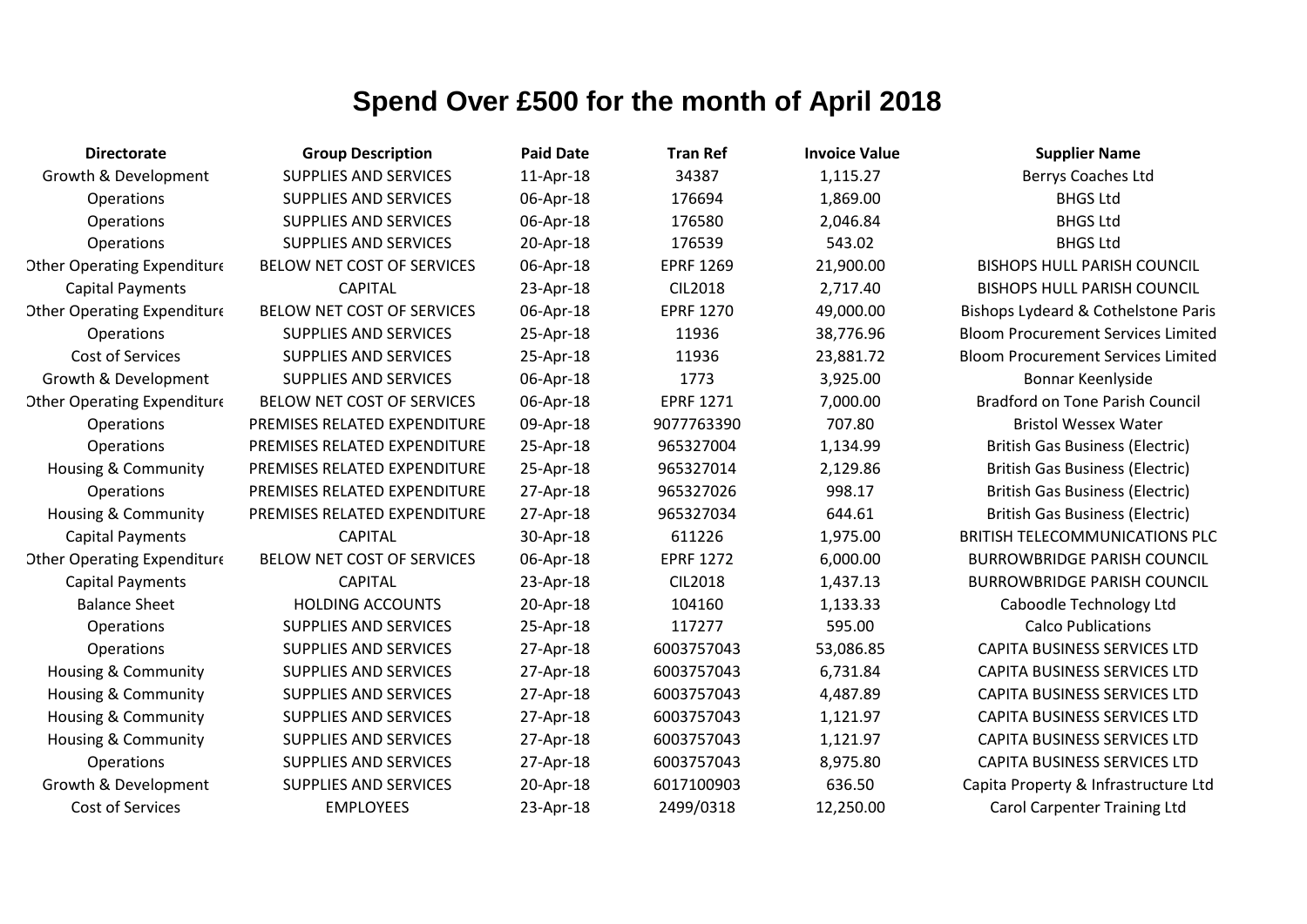# Spend Over £500 for the month of April 2018

| Directorate | Group Description | Paid Date | Tran Ref | Invoice Value | Supplier Name |
|---|---|---|---|---|---|
| Growth & Development | SUPPLIES AND SERVICES | 11-Apr-18 | 34387 | 1,115.27 | Berrys Coaches Ltd |
| Operations | SUPPLIES AND SERVICES | 06-Apr-18 | 176694 | 1,869.00 | BHGS Ltd |
| Operations | SUPPLIES AND SERVICES | 06-Apr-18 | 176580 | 2,046.84 | BHGS Ltd |
| Operations | SUPPLIES AND SERVICES | 20-Apr-18 | 176539 | 543.02 | BHGS Ltd |
| Other Operating Expenditure | BELOW NET COST OF SERVICES | 06-Apr-18 | EPRF 1269 | 21,900.00 | BISHOPS HULL PARISH COUNCIL |
| Capital Payments | CAPITAL | 23-Apr-18 | CIL2018 | 2,717.40 | BISHOPS HULL PARISH COUNCIL |
| Other Operating Expenditure | BELOW NET COST OF SERVICES | 06-Apr-18 | EPRF 1270 | 49,000.00 | Bishops Lydeard & Cothelstone Paris |
| Operations | SUPPLIES AND SERVICES | 25-Apr-18 | 11936 | 38,776.96 | Bloom Procurement Services Limited |
| Cost of Services | SUPPLIES AND SERVICES | 25-Apr-18 | 11936 | 23,881.72 | Bloom Procurement Services Limited |
| Growth & Development | SUPPLIES AND SERVICES | 06-Apr-18 | 1773 | 3,925.00 | Bonnar Keenlyside |
| Other Operating Expenditure | BELOW NET COST OF SERVICES | 06-Apr-18 | EPRF 1271 | 7,000.00 | Bradford on Tone Parish Council |
| Operations | PREMISES RELATED EXPENDITURE | 09-Apr-18 | 9077763390 | 707.80 | Bristol Wessex Water |
| Operations | PREMISES RELATED EXPENDITURE | 25-Apr-18 | 965327004 | 1,134.99 | British Gas Business (Electric) |
| Housing & Community | PREMISES RELATED EXPENDITURE | 25-Apr-18 | 965327014 | 2,129.86 | British Gas Business (Electric) |
| Operations | PREMISES RELATED EXPENDITURE | 27-Apr-18 | 965327026 | 998.17 | British Gas Business (Electric) |
| Housing & Community | PREMISES RELATED EXPENDITURE | 27-Apr-18 | 965327034 | 644.61 | British Gas Business (Electric) |
| Capital Payments | CAPITAL | 30-Apr-18 | 611226 | 1,975.00 | BRITISH TELECOMMUNICATIONS PLC |
| Other Operating Expenditure | BELOW NET COST OF SERVICES | 06-Apr-18 | EPRF 1272 | 6,000.00 | BURROWBRIDGE PARISH COUNCIL |
| Capital Payments | CAPITAL | 23-Apr-18 | CIL2018 | 1,437.13 | BURROWBRIDGE PARISH COUNCIL |
| Balance Sheet | HOLDING ACCOUNTS | 20-Apr-18 | 104160 | 1,133.33 | Caboodle Technology Ltd |
| Operations | SUPPLIES AND SERVICES | 25-Apr-18 | 117277 | 595.00 | Calco Publications |
| Operations | SUPPLIES AND SERVICES | 27-Apr-18 | 6003757043 | 53,086.85 | CAPITA BUSINESS SERVICES LTD |
| Housing & Community | SUPPLIES AND SERVICES | 27-Apr-18 | 6003757043 | 6,731.84 | CAPITA BUSINESS SERVICES LTD |
| Housing & Community | SUPPLIES AND SERVICES | 27-Apr-18 | 6003757043 | 4,487.89 | CAPITA BUSINESS SERVICES LTD |
| Housing & Community | SUPPLIES AND SERVICES | 27-Apr-18 | 6003757043 | 1,121.97 | CAPITA BUSINESS SERVICES LTD |
| Housing & Community | SUPPLIES AND SERVICES | 27-Apr-18 | 6003757043 | 1,121.97 | CAPITA BUSINESS SERVICES LTD |
| Operations | SUPPLIES AND SERVICES | 27-Apr-18 | 6003757043 | 8,975.80 | CAPITA BUSINESS SERVICES LTD |
| Growth & Development | SUPPLIES AND SERVICES | 20-Apr-18 | 6017100903 | 636.50 | Capita Property & Infrastructure Ltd |
| Cost of Services | EMPLOYEES | 23-Apr-18 | 2499/0318 | 12,250.00 | Carol Carpenter Training Ltd |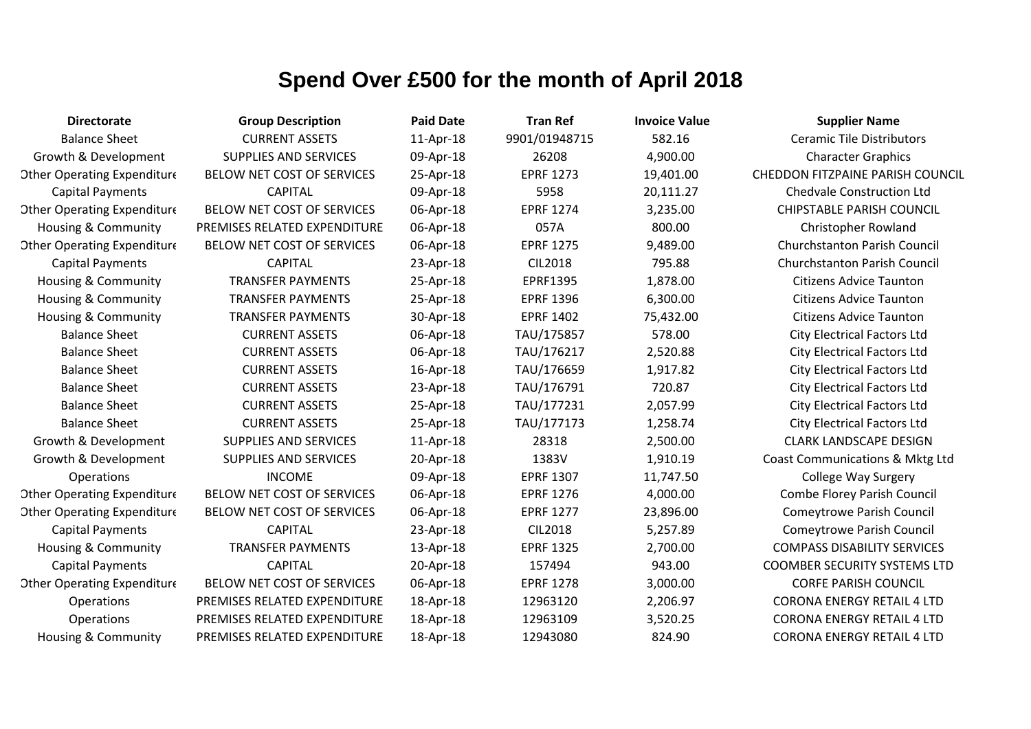# Spend Over £500 for the month of April 2018

| Directorate | Group Description | Paid Date | Tran Ref | Invoice Value | Supplier Name |
|---|---|---|---|---|---|
| Balance Sheet | CURRENT ASSETS | 11-Apr-18 | 9901/01948715 | 582.16 | Ceramic Tile Distributors |
| Growth & Development | SUPPLIES AND SERVICES | 09-Apr-18 | 26208 | 4,900.00 | Character Graphics |
| Other Operating Expenditure | BELOW NET COST OF SERVICES | 25-Apr-18 | EPRF 1273 | 19,401.00 | CHEDDON FITZPAINE PARISH COUNCIL |
| Capital Payments | CAPITAL | 09-Apr-18 | 5958 | 20,111.27 | Chedvale Construction Ltd |
| Other Operating Expenditure | BELOW NET COST OF SERVICES | 06-Apr-18 | EPRF 1274 | 3,235.00 | CHIPSTABLE PARISH COUNCIL |
| Housing & Community | PREMISES RELATED EXPENDITURE | 06-Apr-18 | 057A | 800.00 | Christopher Rowland |
| Other Operating Expenditure | BELOW NET COST OF SERVICES | 06-Apr-18 | EPRF 1275 | 9,489.00 | Churchstanton Parish Council |
| Capital Payments | CAPITAL | 23-Apr-18 | CIL2018 | 795.88 | Churchstanton Parish Council |
| Housing & Community | TRANSFER PAYMENTS | 25-Apr-18 | EPRF1395 | 1,878.00 | Citizens Advice Taunton |
| Housing & Community | TRANSFER PAYMENTS | 25-Apr-18 | EPRF 1396 | 6,300.00 | Citizens Advice Taunton |
| Housing & Community | TRANSFER PAYMENTS | 30-Apr-18 | EPRF 1402 | 75,432.00 | Citizens Advice Taunton |
| Balance Sheet | CURRENT ASSETS | 06-Apr-18 | TAU/175857 | 578.00 | City Electrical Factors Ltd |
| Balance Sheet | CURRENT ASSETS | 06-Apr-18 | TAU/176217 | 2,520.88 | City Electrical Factors Ltd |
| Balance Sheet | CURRENT ASSETS | 16-Apr-18 | TAU/176659 | 1,917.82 | City Electrical Factors Ltd |
| Balance Sheet | CURRENT ASSETS | 23-Apr-18 | TAU/176791 | 720.87 | City Electrical Factors Ltd |
| Balance Sheet | CURRENT ASSETS | 25-Apr-18 | TAU/177231 | 2,057.99 | City Electrical Factors Ltd |
| Balance Sheet | CURRENT ASSETS | 25-Apr-18 | TAU/177173 | 1,258.74 | City Electrical Factors Ltd |
| Growth & Development | SUPPLIES AND SERVICES | 11-Apr-18 | 28318 | 2,500.00 | CLARK LANDSCAPE DESIGN |
| Growth & Development | SUPPLIES AND SERVICES | 20-Apr-18 | 1383V | 1,910.19 | Coast Communications & Mktg Ltd |
| Operations | INCOME | 09-Apr-18 | EPRF 1307 | 11,747.50 | College Way Surgery |
| Other Operating Expenditure | BELOW NET COST OF SERVICES | 06-Apr-18 | EPRF 1276 | 4,000.00 | Combe Florey Parish Council |
| Other Operating Expenditure | BELOW NET COST OF SERVICES | 06-Apr-18 | EPRF 1277 | 23,896.00 | Comeytrowe Parish Council |
| Capital Payments | CAPITAL | 23-Apr-18 | CIL2018 | 5,257.89 | Comeytrowe Parish Council |
| Housing & Community | TRANSFER PAYMENTS | 13-Apr-18 | EPRF 1325 | 2,700.00 | COMPASS DISABILITY SERVICES |
| Capital Payments | CAPITAL | 20-Apr-18 | 157494 | 943.00 | COOMBER SECURITY SYSTEMS LTD |
| Other Operating Expenditure | BELOW NET COST OF SERVICES | 06-Apr-18 | EPRF 1278 | 3,000.00 | CORFE PARISH COUNCIL |
| Operations | PREMISES RELATED EXPENDITURE | 18-Apr-18 | 12963120 | 2,206.97 | CORONA ENERGY RETAIL 4 LTD |
| Operations | PREMISES RELATED EXPENDITURE | 18-Apr-18 | 12963109 | 3,520.25 | CORONA ENERGY RETAIL 4 LTD |
| Housing & Community | PREMISES RELATED EXPENDITURE | 18-Apr-18 | 12943080 | 824.90 | CORONA ENERGY RETAIL 4 LTD |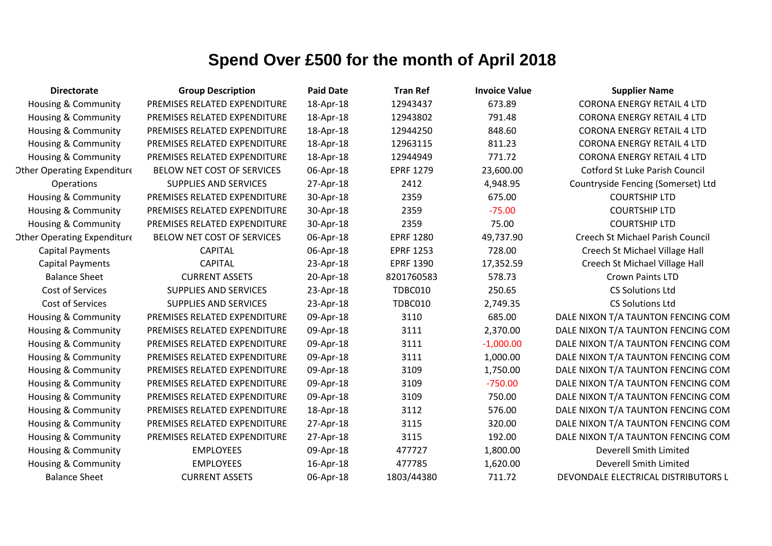# Spend Over £500 for the month of April 2018

| Directorate | Group Description | Paid Date | Tran Ref | Invoice Value | Supplier Name |
|---|---|---|---|---|---|
| Housing & Community | PREMISES RELATED EXPENDITURE | 18-Apr-18 | 12943437 | 673.89 | CORONA ENERGY RETAIL 4 LTD |
| Housing & Community | PREMISES RELATED EXPENDITURE | 18-Apr-18 | 12943802 | 791.48 | CORONA ENERGY RETAIL 4 LTD |
| Housing & Community | PREMISES RELATED EXPENDITURE | 18-Apr-18 | 12944250 | 848.60 | CORONA ENERGY RETAIL 4 LTD |
| Housing & Community | PREMISES RELATED EXPENDITURE | 18-Apr-18 | 12963115 | 811.23 | CORONA ENERGY RETAIL 4 LTD |
| Housing & Community | PREMISES RELATED EXPENDITURE | 18-Apr-18 | 12944949 | 771.72 | CORONA ENERGY RETAIL 4 LTD |
| Other Operating Expenditure | BELOW NET COST OF SERVICES | 06-Apr-18 | EPRF 1279 | 23,600.00 | Cotford St Luke Parish Council |
| Operations | SUPPLIES AND SERVICES | 27-Apr-18 | 2412 | 4,948.95 | Countryside Fencing (Somerset) Ltd |
| Housing & Community | PREMISES RELATED EXPENDITURE | 30-Apr-18 | 2359 | 675.00 | COURTSHIP LTD |
| Housing & Community | PREMISES RELATED EXPENDITURE | 30-Apr-18 | 2359 | -75.00 | COURTSHIP LTD |
| Housing & Community | PREMISES RELATED EXPENDITURE | 30-Apr-18 | 2359 | 75.00 | COURTSHIP LTD |
| Other Operating Expenditure | BELOW NET COST OF SERVICES | 06-Apr-18 | EPRF 1280 | 49,737.90 | Creech St Michael Parish Council |
| Capital Payments | CAPITAL | 06-Apr-18 | EPRF 1253 | 728.00 | Creech St Michael Village Hall |
| Capital Payments | CAPITAL | 23-Apr-18 | EPRF 1390 | 17,352.59 | Creech St Michael Village Hall |
| Balance Sheet | CURRENT ASSETS | 20-Apr-18 | 8201760583 | 578.73 | Crown Paints LTD |
| Cost of Services | SUPPLIES AND SERVICES | 23-Apr-18 | TDBC010 | 250.65 | CS Solutions Ltd |
| Cost of Services | SUPPLIES AND SERVICES | 23-Apr-18 | TDBC010 | 2,749.35 | CS Solutions Ltd |
| Housing & Community | PREMISES RELATED EXPENDITURE | 09-Apr-18 | 3110 | 685.00 | DALE NIXON T/A TAUNTON FENCING COM |
| Housing & Community | PREMISES RELATED EXPENDITURE | 09-Apr-18 | 3111 | 2,370.00 | DALE NIXON T/A TAUNTON FENCING COM |
| Housing & Community | PREMISES RELATED EXPENDITURE | 09-Apr-18 | 3111 | -1,000.00 | DALE NIXON T/A TAUNTON FENCING COM |
| Housing & Community | PREMISES RELATED EXPENDITURE | 09-Apr-18 | 3111 | 1,000.00 | DALE NIXON T/A TAUNTON FENCING COM |
| Housing & Community | PREMISES RELATED EXPENDITURE | 09-Apr-18 | 3109 | 1,750.00 | DALE NIXON T/A TAUNTON FENCING COM |
| Housing & Community | PREMISES RELATED EXPENDITURE | 09-Apr-18 | 3109 | -750.00 | DALE NIXON T/A TAUNTON FENCING COM |
| Housing & Community | PREMISES RELATED EXPENDITURE | 09-Apr-18 | 3109 | 750.00 | DALE NIXON T/A TAUNTON FENCING COM |
| Housing & Community | PREMISES RELATED EXPENDITURE | 18-Apr-18 | 3112 | 576.00 | DALE NIXON T/A TAUNTON FENCING COM |
| Housing & Community | PREMISES RELATED EXPENDITURE | 27-Apr-18 | 3115 | 320.00 | DALE NIXON T/A TAUNTON FENCING COM |
| Housing & Community | PREMISES RELATED EXPENDITURE | 27-Apr-18 | 3115 | 192.00 | DALE NIXON T/A TAUNTON FENCING COM |
| Housing & Community | EMPLOYEES | 09-Apr-18 | 477727 | 1,800.00 | Deverell Smith Limited |
| Housing & Community | EMPLOYEES | 16-Apr-18 | 477785 | 1,620.00 | Deverell Smith Limited |
| Balance Sheet | CURRENT ASSETS | 06-Apr-18 | 1803/44380 | 711.72 | DEVONDALE ELECTRICAL DISTRIBUTORS L |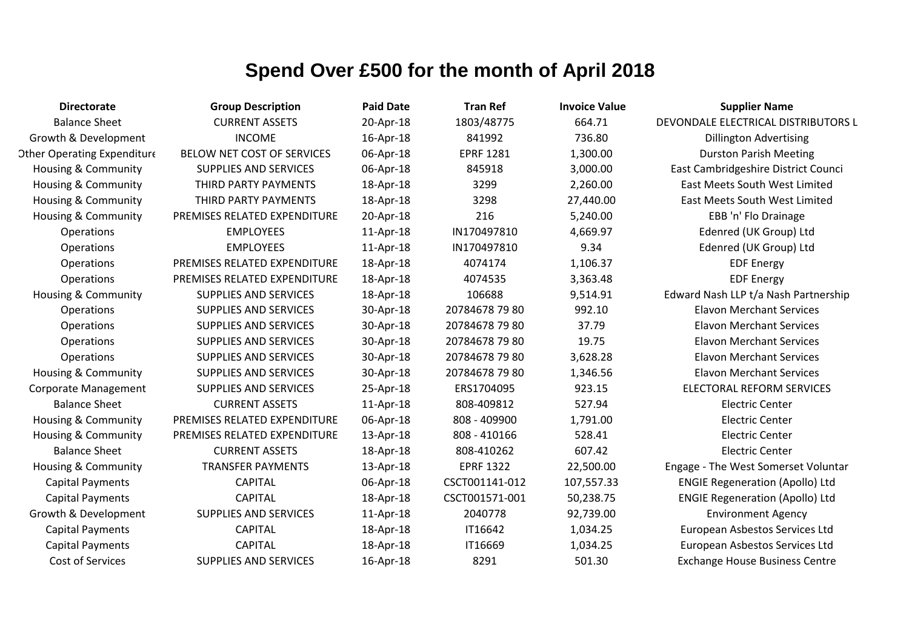# Spend Over £500 for the month of April 2018

| Directorate | Group Description | Paid Date | Tran Ref | Invoice Value | Supplier Name |
|---|---|---|---|---|---|
| Balance Sheet | CURRENT ASSETS | 20-Apr-18 | 1803/48775 | 664.71 | DEVONDALE ELECTRICAL DISTRIBUTORS L |
| Growth & Development | INCOME | 16-Apr-18 | 841992 | 736.80 | Dillington Advertising |
| Other Operating Expenditure | BELOW NET COST OF SERVICES | 06-Apr-18 | EPRF 1281 | 1,300.00 | Durston Parish Meeting |
| Housing & Community | SUPPLIES AND SERVICES | 06-Apr-18 | 845918 | 3,000.00 | East Cambridgeshire District Counci |
| Housing & Community | THIRD PARTY PAYMENTS | 18-Apr-18 | 3299 | 2,260.00 | East Meets South West Limited |
| Housing & Community | THIRD PARTY PAYMENTS | 18-Apr-18 | 3298 | 27,440.00 | East Meets South West Limited |
| Housing & Community | PREMISES RELATED EXPENDITURE | 20-Apr-18 | 216 | 5,240.00 | EBB 'n' Flo Drainage |
| Operations | EMPLOYEES | 11-Apr-18 | IN170497810 | 4,669.97 | Edenred (UK Group) Ltd |
| Operations | EMPLOYEES | 11-Apr-18 | IN170497810 | 9.34 | Edenred (UK Group) Ltd |
| Operations | PREMISES RELATED EXPENDITURE | 18-Apr-18 | 4074174 | 1,106.37 | EDF Energy |
| Operations | PREMISES RELATED EXPENDITURE | 18-Apr-18 | 4074535 | 3,363.48 | EDF Energy |
| Housing & Community | SUPPLIES AND SERVICES | 18-Apr-18 | 106688 | 9,514.91 | Edward Nash LLP t/a Nash Partnership |
| Operations | SUPPLIES AND SERVICES | 30-Apr-18 | 20784678 79 80 | 992.10 | Elavon Merchant Services |
| Operations | SUPPLIES AND SERVICES | 30-Apr-18 | 20784678 79 80 | 37.79 | Elavon Merchant Services |
| Operations | SUPPLIES AND SERVICES | 30-Apr-18 | 20784678 79 80 | 19.75 | Elavon Merchant Services |
| Operations | SUPPLIES AND SERVICES | 30-Apr-18 | 20784678 79 80 | 3,628.28 | Elavon Merchant Services |
| Housing & Community | SUPPLIES AND SERVICES | 30-Apr-18 | 20784678 79 80 | 1,346.56 | Elavon Merchant Services |
| Corporate Management | SUPPLIES AND SERVICES | 25-Apr-18 | ERS1704095 | 923.15 | ELECTORAL REFORM SERVICES |
| Balance Sheet | CURRENT ASSETS | 11-Apr-18 | 808-409812 | 527.94 | Electric Center |
| Housing & Community | PREMISES RELATED EXPENDITURE | 06-Apr-18 | 808 - 409900 | 1,791.00 | Electric Center |
| Housing & Community | PREMISES RELATED EXPENDITURE | 13-Apr-18 | 808 - 410166 | 528.41 | Electric Center |
| Balance Sheet | CURRENT ASSETS | 18-Apr-18 | 808-410262 | 607.42 | Electric Center |
| Housing & Community | TRANSFER PAYMENTS | 13-Apr-18 | EPRF 1322 | 22,500.00 | Engage - The West Somerset Voluntar |
| Capital Payments | CAPITAL | 06-Apr-18 | CSCT001141-012 | 107,557.33 | ENGIE Regeneration (Apollo) Ltd |
| Capital Payments | CAPITAL | 18-Apr-18 | CSCT001571-001 | 50,238.75 | ENGIE Regeneration (Apollo) Ltd |
| Growth & Development | SUPPLIES AND SERVICES | 11-Apr-18 | 2040778 | 92,739.00 | Environment Agency |
| Capital Payments | CAPITAL | 18-Apr-18 | IT16642 | 1,034.25 | European Asbestos Services Ltd |
| Capital Payments | CAPITAL | 18-Apr-18 | IT16669 | 1,034.25 | European Asbestos Services Ltd |
| Cost of Services | SUPPLIES AND SERVICES | 16-Apr-18 | 8291 | 501.30 | Exchange House Business Centre |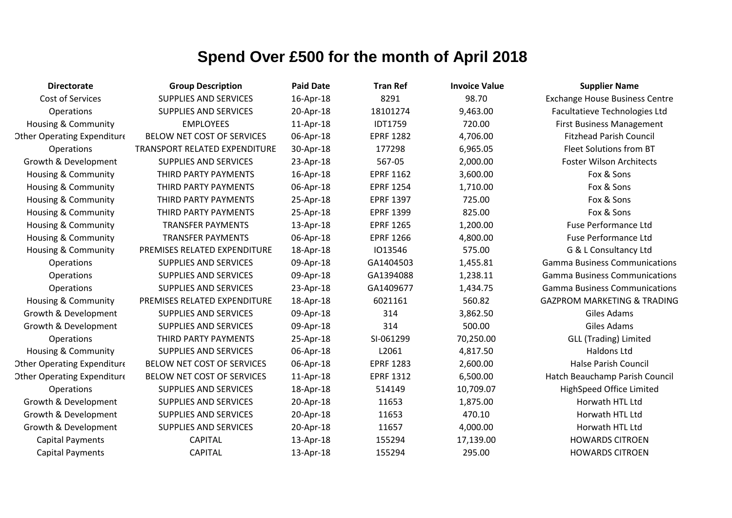# Spend Over £500 for the month of April 2018

| Directorate | Group Description | Paid Date | Tran Ref | Invoice Value | Supplier Name |
|---|---|---|---|---|---|
| Cost of Services | SUPPLIES AND SERVICES | 16-Apr-18 | 8291 | 98.70 | Exchange House Business Centre |
| Operations | SUPPLIES AND SERVICES | 20-Apr-18 | 18101274 | 9,463.00 | Facultatieve Technologies Ltd |
| Housing & Community | EMPLOYEES | 11-Apr-18 | IDT1759 | 720.00 | First Business Management |
| Other Operating Expenditure | BELOW NET COST OF SERVICES | 06-Apr-18 | EPRF 1282 | 4,706.00 | Fitzhead Parish Council |
| Operations | TRANSPORT RELATED EXPENDITURE | 30-Apr-18 | 177298 | 6,965.05 | Fleet Solutions from BT |
| Growth & Development | SUPPLIES AND SERVICES | 23-Apr-18 | 567-05 | 2,000.00 | Foster Wilson Architects |
| Housing & Community | THIRD PARTY PAYMENTS | 16-Apr-18 | EPRF 1162 | 3,600.00 | Fox & Sons |
| Housing & Community | THIRD PARTY PAYMENTS | 06-Apr-18 | EPRF 1254 | 1,710.00 | Fox & Sons |
| Housing & Community | THIRD PARTY PAYMENTS | 25-Apr-18 | EPRF 1397 | 725.00 | Fox & Sons |
| Housing & Community | THIRD PARTY PAYMENTS | 25-Apr-18 | EPRF 1399 | 825.00 | Fox & Sons |
| Housing & Community | TRANSFER PAYMENTS | 13-Apr-18 | EPRF 1265 | 1,200.00 | Fuse Performance Ltd |
| Housing & Community | TRANSFER PAYMENTS | 06-Apr-18 | EPRF 1266 | 4,800.00 | Fuse Performance Ltd |
| Housing & Community | PREMISES RELATED EXPENDITURE | 18-Apr-18 | IO13546 | 575.00 | G & L Consultancy Ltd |
| Operations | SUPPLIES AND SERVICES | 09-Apr-18 | GA1404503 | 1,455.81 | Gamma Business Communications |
| Operations | SUPPLIES AND SERVICES | 09-Apr-18 | GA1394088 | 1,238.11 | Gamma Business Communications |
| Operations | SUPPLIES AND SERVICES | 23-Apr-18 | GA1409677 | 1,434.75 | Gamma Business Communications |
| Housing & Community | PREMISES RELATED EXPENDITURE | 18-Apr-18 | 6021161 | 560.82 | GAZPROM MARKETING & TRADING |
| Growth & Development | SUPPLIES AND SERVICES | 09-Apr-18 | 314 | 3,862.50 | Giles Adams |
| Growth & Development | SUPPLIES AND SERVICES | 09-Apr-18 | 314 | 500.00 | Giles Adams |
| Operations | THIRD PARTY PAYMENTS | 25-Apr-18 | SI-061299 | 70,250.00 | GLL (Trading) Limited |
| Housing & Community | SUPPLIES AND SERVICES | 06-Apr-18 | L2061 | 4,817.50 | Haldons Ltd |
| Other Operating Expenditure | BELOW NET COST OF SERVICES | 06-Apr-18 | EPRF 1283 | 2,600.00 | Halse Parish Council |
| Other Operating Expenditure | BELOW NET COST OF SERVICES | 11-Apr-18 | EPRF 1312 | 6,500.00 | Hatch Beauchamp Parish Council |
| Operations | SUPPLIES AND SERVICES | 18-Apr-18 | 514149 | 10,709.07 | HighSpeed Office Limited |
| Growth & Development | SUPPLIES AND SERVICES | 20-Apr-18 | 11653 | 1,875.00 | Horwath HTL Ltd |
| Growth & Development | SUPPLIES AND SERVICES | 20-Apr-18 | 11653 | 470.10 | Horwath HTL Ltd |
| Growth & Development | SUPPLIES AND SERVICES | 20-Apr-18 | 11657 | 4,000.00 | Horwath HTL Ltd |
| Capital Payments | CAPITAL | 13-Apr-18 | 155294 | 17,139.00 | HOWARDS CITROEN |
| Capital Payments | CAPITAL | 13-Apr-18 | 155294 | 295.00 | HOWARDS CITROEN |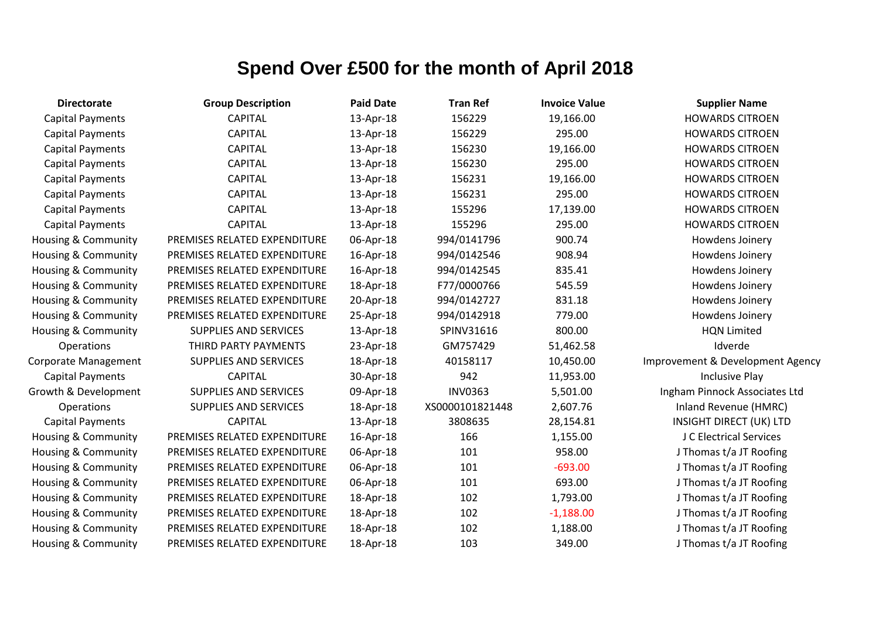# Spend Over £500 for the month of April 2018

| Directorate | Group Description | Paid Date | Tran Ref | Invoice Value | Supplier Name |
|---|---|---|---|---|---|
| Capital Payments | CAPITAL | 13-Apr-18 | 156229 | 19,166.00 | HOWARDS CITROEN |
| Capital Payments | CAPITAL | 13-Apr-18 | 156229 | 295.00 | HOWARDS CITROEN |
| Capital Payments | CAPITAL | 13-Apr-18 | 156230 | 19,166.00 | HOWARDS CITROEN |
| Capital Payments | CAPITAL | 13-Apr-18 | 156230 | 295.00 | HOWARDS CITROEN |
| Capital Payments | CAPITAL | 13-Apr-18 | 156231 | 19,166.00 | HOWARDS CITROEN |
| Capital Payments | CAPITAL | 13-Apr-18 | 156231 | 295.00 | HOWARDS CITROEN |
| Capital Payments | CAPITAL | 13-Apr-18 | 155296 | 17,139.00 | HOWARDS CITROEN |
| Capital Payments | CAPITAL | 13-Apr-18 | 155296 | 295.00 | HOWARDS CITROEN |
| Housing & Community | PREMISES RELATED EXPENDITURE | 06-Apr-18 | 994/0141796 | 900.74 | Howdens Joinery |
| Housing & Community | PREMISES RELATED EXPENDITURE | 16-Apr-18 | 994/0142546 | 908.94 | Howdens Joinery |
| Housing & Community | PREMISES RELATED EXPENDITURE | 16-Apr-18 | 994/0142545 | 835.41 | Howdens Joinery |
| Housing & Community | PREMISES RELATED EXPENDITURE | 18-Apr-18 | F77/0000766 | 545.59 | Howdens Joinery |
| Housing & Community | PREMISES RELATED EXPENDITURE | 20-Apr-18 | 994/0142727 | 831.18 | Howdens Joinery |
| Housing & Community | PREMISES RELATED EXPENDITURE | 25-Apr-18 | 994/0142918 | 779.00 | Howdens Joinery |
| Housing & Community | SUPPLIES AND SERVICES | 13-Apr-18 | SPINV31616 | 800.00 | HQN Limited |
| Operations | THIRD PARTY PAYMENTS | 23-Apr-18 | GM757429 | 51,462.58 | Idverde |
| Corporate Management | SUPPLIES AND SERVICES | 18-Apr-18 | 40158117 | 10,450.00 | Improvement & Development Agency |
| Capital Payments | CAPITAL | 30-Apr-18 | 942 | 11,953.00 | Inclusive Play |
| Growth & Development | SUPPLIES AND SERVICES | 09-Apr-18 | INV0363 | 5,501.00 | Ingham Pinnock Associates Ltd |
| Operations | SUPPLIES AND SERVICES | 18-Apr-18 | XS0000101821448 | 2,607.76 | Inland Revenue (HMRC) |
| Capital Payments | CAPITAL | 13-Apr-18 | 3808635 | 28,154.81 | INSIGHT DIRECT (UK) LTD |
| Housing & Community | PREMISES RELATED EXPENDITURE | 16-Apr-18 | 166 | 1,155.00 | J C Electrical Services |
| Housing & Community | PREMISES RELATED EXPENDITURE | 06-Apr-18 | 101 | 958.00 | J Thomas t/a JT Roofing |
| Housing & Community | PREMISES RELATED EXPENDITURE | 06-Apr-18 | 101 | -693.00 | J Thomas t/a JT Roofing |
| Housing & Community | PREMISES RELATED EXPENDITURE | 06-Apr-18 | 101 | 693.00 | J Thomas t/a JT Roofing |
| Housing & Community | PREMISES RELATED EXPENDITURE | 18-Apr-18 | 102 | 1,793.00 | J Thomas t/a JT Roofing |
| Housing & Community | PREMISES RELATED EXPENDITURE | 18-Apr-18 | 102 | -1,188.00 | J Thomas t/a JT Roofing |
| Housing & Community | PREMISES RELATED EXPENDITURE | 18-Apr-18 | 102 | 1,188.00 | J Thomas t/a JT Roofing |
| Housing & Community | PREMISES RELATED EXPENDITURE | 18-Apr-18 | 103 | 349.00 | J Thomas t/a JT Roofing |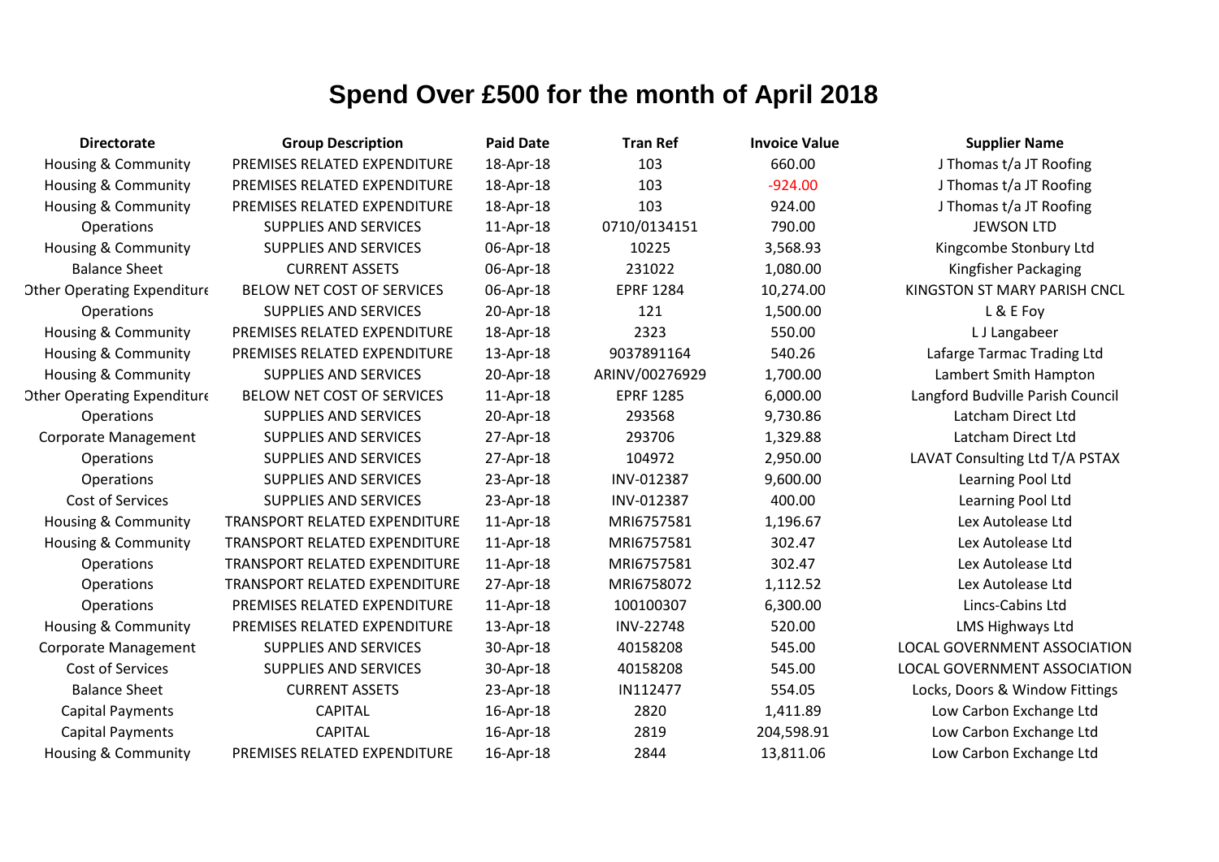# Spend Over £500 for the month of April 2018

| Directorate | Group Description | Paid Date | Tran Ref | Invoice Value | Supplier Name |
|---|---|---|---|---|---|
| Housing & Community | PREMISES RELATED EXPENDITURE | 18-Apr-18 | 103 | 660.00 | J Thomas t/a JT Roofing |
| Housing & Community | PREMISES RELATED EXPENDITURE | 18-Apr-18 | 103 | -924.00 | J Thomas t/a JT Roofing |
| Housing & Community | PREMISES RELATED EXPENDITURE | 18-Apr-18 | 103 | 924.00 | J Thomas t/a JT Roofing |
| Operations | SUPPLIES AND SERVICES | 11-Apr-18 | 0710/0134151 | 790.00 | JEWSON LTD |
| Housing & Community | SUPPLIES AND SERVICES | 06-Apr-18 | 10225 | 3,568.93 | Kingcombe Stonbury Ltd |
| Balance Sheet | CURRENT ASSETS | 06-Apr-18 | 231022 | 1,080.00 | Kingfisher Packaging |
| Other Operating Expenditure | BELOW NET COST OF SERVICES | 06-Apr-18 | EPRF 1284 | 10,274.00 | KINGSTON ST MARY PARISH CNCL |
| Operations | SUPPLIES AND SERVICES | 20-Apr-18 | 121 | 1,500.00 | L & E Foy |
| Housing & Community | PREMISES RELATED EXPENDITURE | 18-Apr-18 | 2323 | 550.00 | L J Langabeer |
| Housing & Community | PREMISES RELATED EXPENDITURE | 13-Apr-18 | 9037891164 | 540.26 | Lafarge Tarmac Trading Ltd |
| Housing & Community | SUPPLIES AND SERVICES | 20-Apr-18 | ARINV/00276929 | 1,700.00 | Lambert Smith Hampton |
| Other Operating Expenditure | BELOW NET COST OF SERVICES | 11-Apr-18 | EPRF 1285 | 6,000.00 | Langford Budville Parish Council |
| Operations | SUPPLIES AND SERVICES | 20-Apr-18 | 293568 | 9,730.86 | Latcham Direct Ltd |
| Corporate Management | SUPPLIES AND SERVICES | 27-Apr-18 | 293706 | 1,329.88 | Latcham Direct Ltd |
| Operations | SUPPLIES AND SERVICES | 27-Apr-18 | 104972 | 2,950.00 | LAVAT Consulting Ltd T/A PSTAX |
| Operations | SUPPLIES AND SERVICES | 23-Apr-18 | INV-012387 | 9,600.00 | Learning Pool Ltd |
| Cost of Services | SUPPLIES AND SERVICES | 23-Apr-18 | INV-012387 | 400.00 | Learning Pool Ltd |
| Housing & Community | TRANSPORT RELATED EXPENDITURE | 11-Apr-18 | MRI6757581 | 1,196.67 | Lex Autolease Ltd |
| Housing & Community | TRANSPORT RELATED EXPENDITURE | 11-Apr-18 | MRI6757581 | 302.47 | Lex Autolease Ltd |
| Operations | TRANSPORT RELATED EXPENDITURE | 11-Apr-18 | MRI6757581 | 302.47 | Lex Autolease Ltd |
| Operations | TRANSPORT RELATED EXPENDITURE | 27-Apr-18 | MRI6758072 | 1,112.52 | Lex Autolease Ltd |
| Operations | PREMISES RELATED EXPENDITURE | 11-Apr-18 | 100100307 | 6,300.00 | Lincs-Cabins Ltd |
| Housing & Community | PREMISES RELATED EXPENDITURE | 13-Apr-18 | INV-22748 | 520.00 | LMS Highways Ltd |
| Corporate Management | SUPPLIES AND SERVICES | 30-Apr-18 | 40158208 | 545.00 | LOCAL GOVERNMENT ASSOCIATION |
| Cost of Services | SUPPLIES AND SERVICES | 30-Apr-18 | 40158208 | 545.00 | LOCAL GOVERNMENT ASSOCIATION |
| Balance Sheet | CURRENT ASSETS | 23-Apr-18 | IN112477 | 554.05 | Locks, Doors & Window Fittings |
| Capital Payments | CAPITAL | 16-Apr-18 | 2820 | 1,411.89 | Low Carbon Exchange Ltd |
| Capital Payments | CAPITAL | 16-Apr-18 | 2819 | 204,598.91 | Low Carbon Exchange Ltd |
| Housing & Community | PREMISES RELATED EXPENDITURE | 16-Apr-18 | 2844 | 13,811.06 | Low Carbon Exchange Ltd |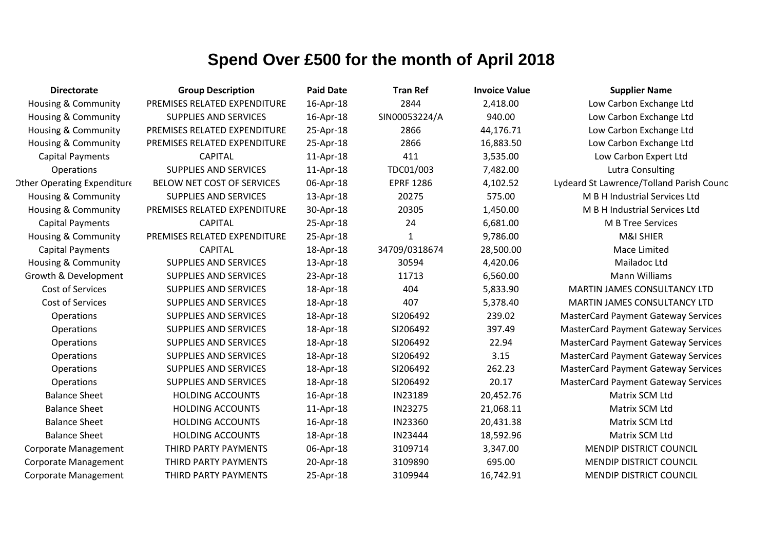# Spend Over £500 for the month of April 2018

| Directorate | Group Description | Paid Date | Tran Ref | Invoice Value | Supplier Name |
|---|---|---|---|---|---|
| Housing & Community | PREMISES RELATED EXPENDITURE | 16-Apr-18 | 2844 | 2,418.00 | Low Carbon Exchange Ltd |
| Housing & Community | SUPPLIES AND SERVICES | 16-Apr-18 | SIN00053224/A | 940.00 | Low Carbon Exchange Ltd |
| Housing & Community | PREMISES RELATED EXPENDITURE | 25-Apr-18 | 2866 | 44,176.71 | Low Carbon Exchange Ltd |
| Housing & Community | PREMISES RELATED EXPENDITURE | 25-Apr-18 | 2866 | 16,883.50 | Low Carbon Exchange Ltd |
| Capital Payments | CAPITAL | 11-Apr-18 | 411 | 3,535.00 | Low Carbon Expert Ltd |
| Operations | SUPPLIES AND SERVICES | 11-Apr-18 | TDC01/003 | 7,482.00 | Lutra Consulting |
| Other Operating Expenditure | BELOW NET COST OF SERVICES | 06-Apr-18 | EPRF 1286 | 4,102.52 | Lydeard St Lawrence/Tolland Parish Counc |
| Housing & Community | SUPPLIES AND SERVICES | 13-Apr-18 | 20275 | 575.00 | M B H Industrial Services Ltd |
| Housing & Community | PREMISES RELATED EXPENDITURE | 30-Apr-18 | 20305 | 1,450.00 | M B H Industrial Services Ltd |
| Capital Payments | CAPITAL | 25-Apr-18 | 24 | 6,681.00 | M B Tree Services |
| Housing & Community | PREMISES RELATED EXPENDITURE | 25-Apr-18 | 1 | 9,786.00 | M&I SHIER |
| Capital Payments | CAPITAL | 18-Apr-18 | 34709/0318674 | 28,500.00 | Mace Limited |
| Housing & Community | SUPPLIES AND SERVICES | 13-Apr-18 | 30594 | 4,420.06 | Mailadoc Ltd |
| Growth & Development | SUPPLIES AND SERVICES | 23-Apr-18 | 11713 | 6,560.00 | Mann Williams |
| Cost of Services | SUPPLIES AND SERVICES | 18-Apr-18 | 404 | 5,833.90 | MARTIN JAMES CONSULTANCY LTD |
| Cost of Services | SUPPLIES AND SERVICES | 18-Apr-18 | 407 | 5,378.40 | MARTIN JAMES CONSULTANCY LTD |
| Operations | SUPPLIES AND SERVICES | 18-Apr-18 | SI206492 | 239.02 | MasterCard Payment Gateway Services |
| Operations | SUPPLIES AND SERVICES | 18-Apr-18 | SI206492 | 397.49 | MasterCard Payment Gateway Services |
| Operations | SUPPLIES AND SERVICES | 18-Apr-18 | SI206492 | 22.94 | MasterCard Payment Gateway Services |
| Operations | SUPPLIES AND SERVICES | 18-Apr-18 | SI206492 | 3.15 | MasterCard Payment Gateway Services |
| Operations | SUPPLIES AND SERVICES | 18-Apr-18 | SI206492 | 262.23 | MasterCard Payment Gateway Services |
| Operations | SUPPLIES AND SERVICES | 18-Apr-18 | SI206492 | 20.17 | MasterCard Payment Gateway Services |
| Balance Sheet | HOLDING ACCOUNTS | 16-Apr-18 | IN23189 | 20,452.76 | Matrix SCM Ltd |
| Balance Sheet | HOLDING ACCOUNTS | 11-Apr-18 | IN23275 | 21,068.11 | Matrix SCM Ltd |
| Balance Sheet | HOLDING ACCOUNTS | 16-Apr-18 | IN23360 | 20,431.38 | Matrix SCM Ltd |
| Balance Sheet | HOLDING ACCOUNTS | 18-Apr-18 | IN23444 | 18,592.96 | Matrix SCM Ltd |
| Corporate Management | THIRD PARTY PAYMENTS | 06-Apr-18 | 3109714 | 3,347.00 | MENDIP DISTRICT COUNCIL |
| Corporate Management | THIRD PARTY PAYMENTS | 20-Apr-18 | 3109890 | 695.00 | MENDIP DISTRICT COUNCIL |
| Corporate Management | THIRD PARTY PAYMENTS | 25-Apr-18 | 3109944 | 16,742.91 | MENDIP DISTRICT COUNCIL |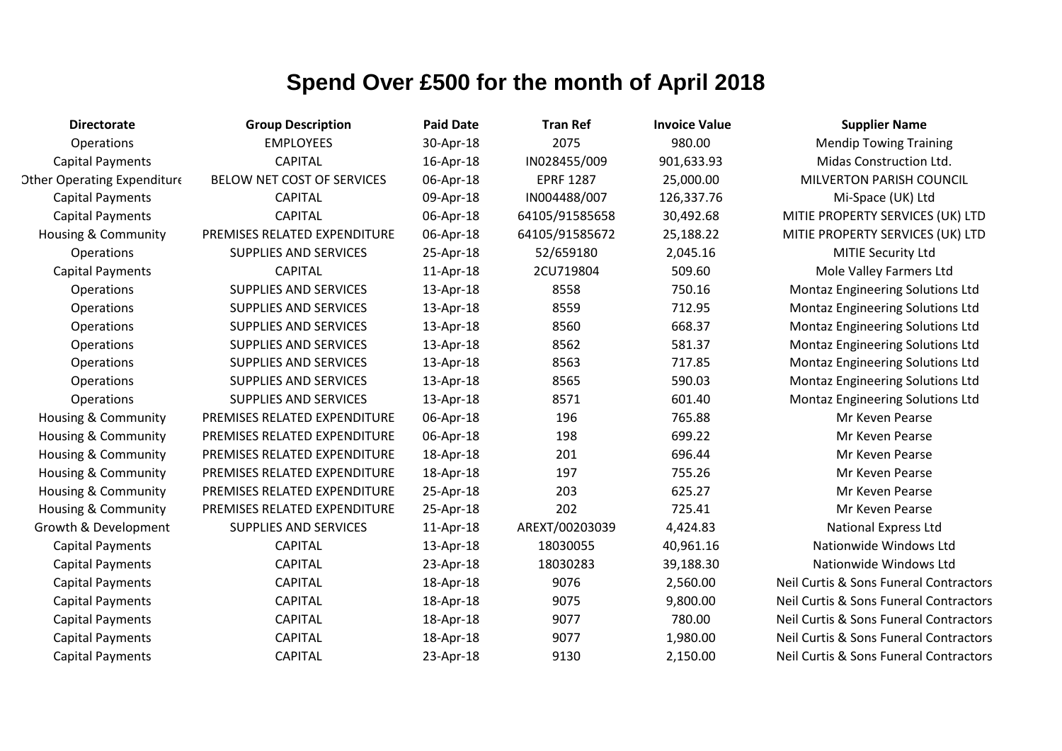# Spend Over £500 for the month of April 2018

| Directorate | Group Description | Paid Date | Tran Ref | Invoice Value | Supplier Name |
|---|---|---|---|---|---|
| Operations | EMPLOYEES | 30-Apr-18 | 2075 | 980.00 | Mendip Towing Training |
| Capital Payments | CAPITAL | 16-Apr-18 | IN028455/009 | 901,633.93 | Midas Construction Ltd. |
| Other Operating Expenditure | BELOW NET COST OF SERVICES | 06-Apr-18 | EPRF 1287 | 25,000.00 | MILVERTON PARISH COUNCIL |
| Capital Payments | CAPITAL | 09-Apr-18 | IN004488/007 | 126,337.76 | Mi-Space (UK) Ltd |
| Capital Payments | CAPITAL | 06-Apr-18 | 64105/91585658 | 30,492.68 | MITIE PROPERTY SERVICES (UK) LTD |
| Housing & Community | PREMISES RELATED EXPENDITURE | 06-Apr-18 | 64105/91585672 | 25,188.22 | MITIE PROPERTY SERVICES (UK) LTD |
| Operations | SUPPLIES AND SERVICES | 25-Apr-18 | 52/659180 | 2,045.16 | MITIE Security Ltd |
| Capital Payments | CAPITAL | 11-Apr-18 | 2CU719804 | 509.60 | Mole Valley Farmers Ltd |
| Operations | SUPPLIES AND SERVICES | 13-Apr-18 | 8558 | 750.16 | Montaz Engineering Solutions Ltd |
| Operations | SUPPLIES AND SERVICES | 13-Apr-18 | 8559 | 712.95 | Montaz Engineering Solutions Ltd |
| Operations | SUPPLIES AND SERVICES | 13-Apr-18 | 8560 | 668.37 | Montaz Engineering Solutions Ltd |
| Operations | SUPPLIES AND SERVICES | 13-Apr-18 | 8562 | 581.37 | Montaz Engineering Solutions Ltd |
| Operations | SUPPLIES AND SERVICES | 13-Apr-18 | 8563 | 717.85 | Montaz Engineering Solutions Ltd |
| Operations | SUPPLIES AND SERVICES | 13-Apr-18 | 8565 | 590.03 | Montaz Engineering Solutions Ltd |
| Operations | SUPPLIES AND SERVICES | 13-Apr-18 | 8571 | 601.40 | Montaz Engineering Solutions Ltd |
| Housing & Community | PREMISES RELATED EXPENDITURE | 06-Apr-18 | 196 | 765.88 | Mr Keven Pearse |
| Housing & Community | PREMISES RELATED EXPENDITURE | 06-Apr-18 | 198 | 699.22 | Mr Keven Pearse |
| Housing & Community | PREMISES RELATED EXPENDITURE | 18-Apr-18 | 201 | 696.44 | Mr Keven Pearse |
| Housing & Community | PREMISES RELATED EXPENDITURE | 18-Apr-18 | 197 | 755.26 | Mr Keven Pearse |
| Housing & Community | PREMISES RELATED EXPENDITURE | 25-Apr-18 | 203 | 625.27 | Mr Keven Pearse |
| Housing & Community | PREMISES RELATED EXPENDITURE | 25-Apr-18 | 202 | 725.41 | Mr Keven Pearse |
| Growth & Development | SUPPLIES AND SERVICES | 11-Apr-18 | AREXT/00203039 | 4,424.83 | National Express Ltd |
| Capital Payments | CAPITAL | 13-Apr-18 | 18030055 | 40,961.16 | Nationwide Windows Ltd |
| Capital Payments | CAPITAL | 23-Apr-18 | 18030283 | 39,188.30 | Nationwide Windows Ltd |
| Capital Payments | CAPITAL | 18-Apr-18 | 9076 | 2,560.00 | Neil Curtis & Sons Funeral Contractors |
| Capital Payments | CAPITAL | 18-Apr-18 | 9075 | 9,800.00 | Neil Curtis & Sons Funeral Contractors |
| Capital Payments | CAPITAL | 18-Apr-18 | 9077 | 780.00 | Neil Curtis & Sons Funeral Contractors |
| Capital Payments | CAPITAL | 18-Apr-18 | 9077 | 1,980.00 | Neil Curtis & Sons Funeral Contractors |
| Capital Payments | CAPITAL | 23-Apr-18 | 9130 | 2,150.00 | Neil Curtis & Sons Funeral Contractors |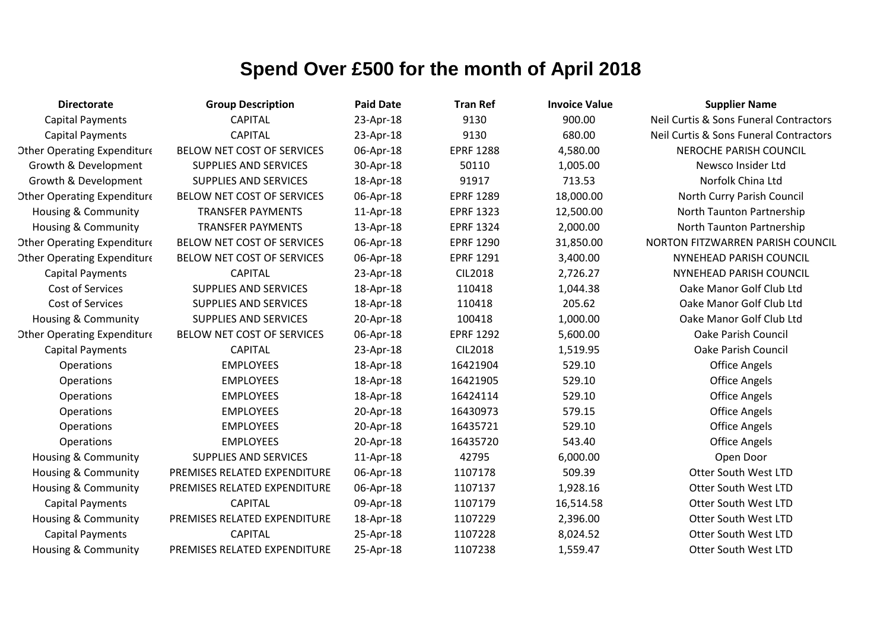# Spend Over £500 for the month of April 2018

| Directorate | Group Description | Paid Date | Tran Ref | Invoice Value | Supplier Name |
|---|---|---|---|---|---|
| Capital Payments | CAPITAL | 23-Apr-18 | 9130 | 900.00 | Neil Curtis & Sons Funeral Contractors |
| Capital Payments | CAPITAL | 23-Apr-18 | 9130 | 680.00 | Neil Curtis & Sons Funeral Contractors |
| Other Operating Expenditure | BELOW NET COST OF SERVICES | 06-Apr-18 | EPRF 1288 | 4,580.00 | NEROCHE PARISH COUNCIL |
| Growth & Development | SUPPLIES AND SERVICES | 30-Apr-18 | 50110 | 1,005.00 | Newsco Insider Ltd |
| Growth & Development | SUPPLIES AND SERVICES | 18-Apr-18 | 91917 | 713.53 | Norfolk China Ltd |
| Other Operating Expenditure | BELOW NET COST OF SERVICES | 06-Apr-18 | EPRF 1289 | 18,000.00 | North Curry Parish Council |
| Housing & Community | TRANSFER PAYMENTS | 11-Apr-18 | EPRF 1323 | 12,500.00 | North Taunton Partnership |
| Housing & Community | TRANSFER PAYMENTS | 13-Apr-18 | EPRF 1324 | 2,000.00 | North Taunton Partnership |
| Other Operating Expenditure | BELOW NET COST OF SERVICES | 06-Apr-18 | EPRF 1290 | 31,850.00 | NORTON FITZWARREN PARISH COUNCIL |
| Other Operating Expenditure | BELOW NET COST OF SERVICES | 06-Apr-18 | EPRF 1291 | 3,400.00 | NYNEHEAD PARISH COUNCIL |
| Capital Payments | CAPITAL | 23-Apr-18 | CIL2018 | 2,726.27 | NYNEHEAD PARISH COUNCIL |
| Cost of Services | SUPPLIES AND SERVICES | 18-Apr-18 | 110418 | 1,044.38 | Oake Manor Golf Club Ltd |
| Cost of Services | SUPPLIES AND SERVICES | 18-Apr-18 | 110418 | 205.62 | Oake Manor Golf Club Ltd |
| Housing & Community | SUPPLIES AND SERVICES | 20-Apr-18 | 100418 | 1,000.00 | Oake Manor Golf Club Ltd |
| Other Operating Expenditure | BELOW NET COST OF SERVICES | 06-Apr-18 | EPRF 1292 | 5,600.00 | Oake Parish Council |
| Capital Payments | CAPITAL | 23-Apr-18 | CIL2018 | 1,519.95 | Oake Parish Council |
| Operations | EMPLOYEES | 18-Apr-18 | 16421904 | 529.10 | Office Angels |
| Operations | EMPLOYEES | 18-Apr-18 | 16421905 | 529.10 | Office Angels |
| Operations | EMPLOYEES | 18-Apr-18 | 16424114 | 529.10 | Office Angels |
| Operations | EMPLOYEES | 20-Apr-18 | 16430973 | 579.15 | Office Angels |
| Operations | EMPLOYEES | 20-Apr-18 | 16435721 | 529.10 | Office Angels |
| Operations | EMPLOYEES | 20-Apr-18 | 16435720 | 543.40 | Office Angels |
| Housing & Community | SUPPLIES AND SERVICES | 11-Apr-18 | 42795 | 6,000.00 | Open Door |
| Housing & Community | PREMISES RELATED EXPENDITURE | 06-Apr-18 | 1107178 | 509.39 | Otter South West LTD |
| Housing & Community | PREMISES RELATED EXPENDITURE | 06-Apr-18 | 1107137 | 1,928.16 | Otter South West LTD |
| Capital Payments | CAPITAL | 09-Apr-18 | 1107179 | 16,514.58 | Otter South West LTD |
| Housing & Community | PREMISES RELATED EXPENDITURE | 18-Apr-18 | 1107229 | 2,396.00 | Otter South West LTD |
| Capital Payments | CAPITAL | 25-Apr-18 | 1107228 | 8,024.52 | Otter South West LTD |
| Housing & Community | PREMISES RELATED EXPENDITURE | 25-Apr-18 | 1107238 | 1,559.47 | Otter South West LTD |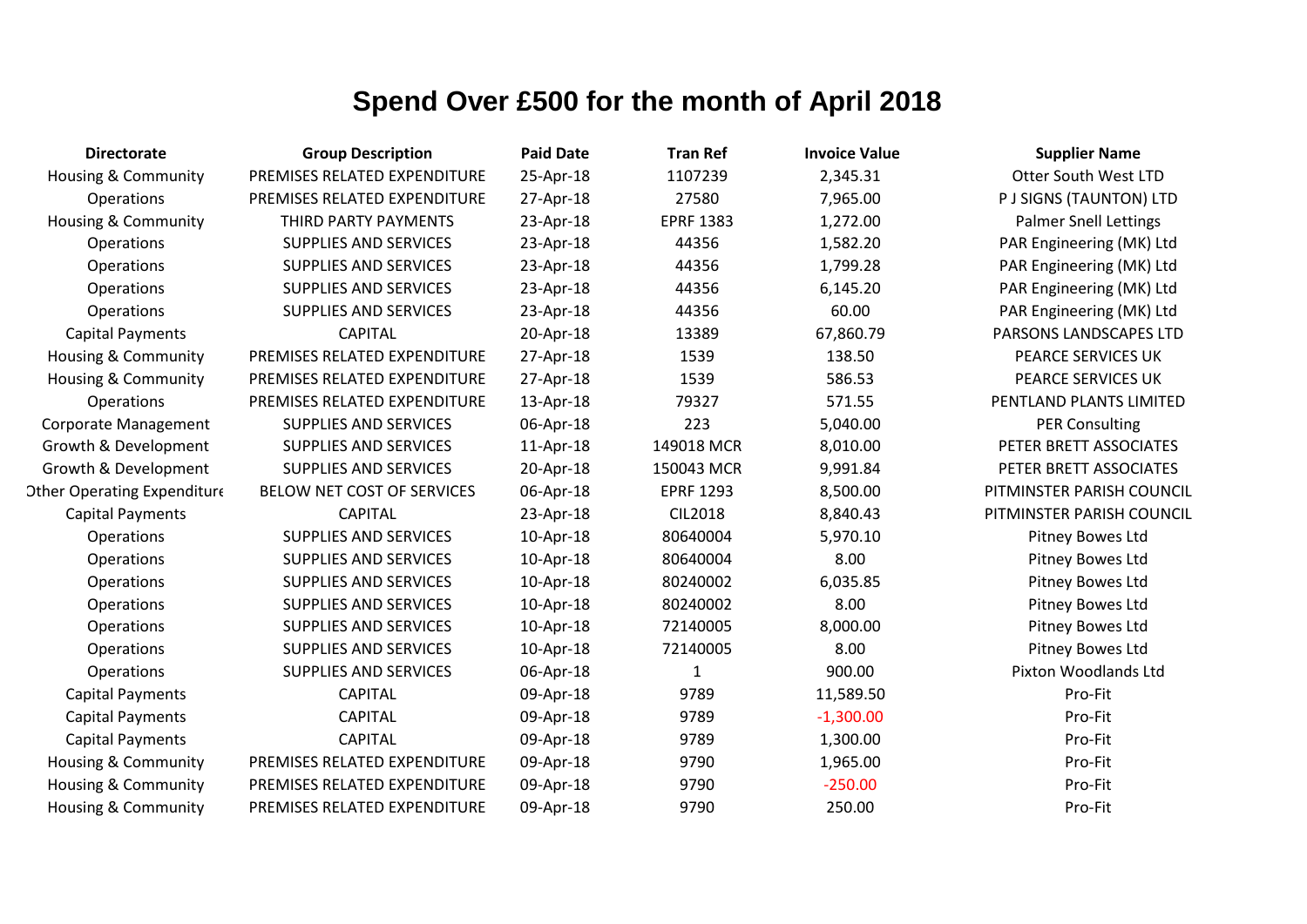# Spend Over £500 for the month of April 2018

| Directorate | Group Description | Paid Date | Tran Ref | Invoice Value | Supplier Name |
|---|---|---|---|---|---|
| Housing & Community | PREMISES RELATED EXPENDITURE | 25-Apr-18 | 1107239 | 2,345.31 | Otter South West LTD |
| Operations | PREMISES RELATED EXPENDITURE | 27-Apr-18 | 27580 | 7,965.00 | P J SIGNS (TAUNTON) LTD |
| Housing & Community | THIRD PARTY PAYMENTS | 23-Apr-18 | EPRF 1383 | 1,272.00 | Palmer Snell Lettings |
| Operations | SUPPLIES AND SERVICES | 23-Apr-18 | 44356 | 1,582.20 | PAR Engineering (MK) Ltd |
| Operations | SUPPLIES AND SERVICES | 23-Apr-18 | 44356 | 1,799.28 | PAR Engineering (MK) Ltd |
| Operations | SUPPLIES AND SERVICES | 23-Apr-18 | 44356 | 6,145.20 | PAR Engineering (MK) Ltd |
| Operations | SUPPLIES AND SERVICES | 23-Apr-18 | 44356 | 60.00 | PAR Engineering (MK) Ltd |
| Capital Payments | CAPITAL | 20-Apr-18 | 13389 | 67,860.79 | PARSONS LANDSCAPES LTD |
| Housing & Community | PREMISES RELATED EXPENDITURE | 27-Apr-18 | 1539 | 138.50 | PEARCE SERVICES UK |
| Housing & Community | PREMISES RELATED EXPENDITURE | 27-Apr-18 | 1539 | 586.53 | PEARCE SERVICES UK |
| Operations | PREMISES RELATED EXPENDITURE | 13-Apr-18 | 79327 | 571.55 | PENTLAND PLANTS LIMITED |
| Corporate Management | SUPPLIES AND SERVICES | 06-Apr-18 | 223 | 5,040.00 | PER Consulting |
| Growth & Development | SUPPLIES AND SERVICES | 11-Apr-18 | 149018 MCR | 8,010.00 | PETER BRETT ASSOCIATES |
| Growth & Development | SUPPLIES AND SERVICES | 20-Apr-18 | 150043 MCR | 9,991.84 | PETER BRETT ASSOCIATES |
| Other Operating Expenditure | BELOW NET COST OF SERVICES | 06-Apr-18 | EPRF 1293 | 8,500.00 | PITMINSTER PARISH COUNCIL |
| Capital Payments | CAPITAL | 23-Apr-18 | CIL2018 | 8,840.43 | PITMINSTER PARISH COUNCIL |
| Operations | SUPPLIES AND SERVICES | 10-Apr-18 | 80640004 | 5,970.10 | Pitney Bowes Ltd |
| Operations | SUPPLIES AND SERVICES | 10-Apr-18 | 80640004 | 8.00 | Pitney Bowes Ltd |
| Operations | SUPPLIES AND SERVICES | 10-Apr-18 | 80240002 | 6,035.85 | Pitney Bowes Ltd |
| Operations | SUPPLIES AND SERVICES | 10-Apr-18 | 80240002 | 8.00 | Pitney Bowes Ltd |
| Operations | SUPPLIES AND SERVICES | 10-Apr-18 | 72140005 | 8,000.00 | Pitney Bowes Ltd |
| Operations | SUPPLIES AND SERVICES | 10-Apr-18 | 72140005 | 8.00 | Pitney Bowes Ltd |
| Operations | SUPPLIES AND SERVICES | 06-Apr-18 | 1 | 900.00 | Pixton Woodlands Ltd |
| Capital Payments | CAPITAL | 09-Apr-18 | 9789 | 11,589.50 | Pro-Fit |
| Capital Payments | CAPITAL | 09-Apr-18 | 9789 | -1,300.00 | Pro-Fit |
| Capital Payments | CAPITAL | 09-Apr-18 | 9789 | 1,300.00 | Pro-Fit |
| Housing & Community | PREMISES RELATED EXPENDITURE | 09-Apr-18 | 9790 | 1,965.00 | Pro-Fit |
| Housing & Community | PREMISES RELATED EXPENDITURE | 09-Apr-18 | 9790 | -250.00 | Pro-Fit |
| Housing & Community | PREMISES RELATED EXPENDITURE | 09-Apr-18 | 9790 | 250.00 | Pro-Fit |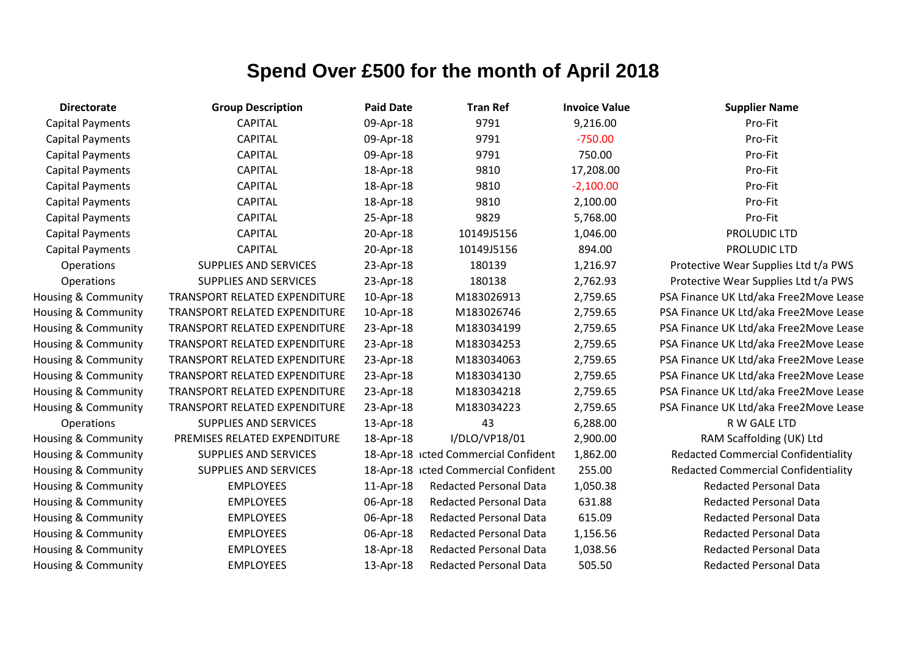# Spend Over £500 for the month of April 2018

| Directorate | Group Description | Paid Date | Tran Ref | Invoice Value | Supplier Name |
|---|---|---|---|---|---|
| Capital Payments | CAPITAL | 09-Apr-18 | 9791 | 9,216.00 | Pro-Fit |
| Capital Payments | CAPITAL | 09-Apr-18 | 9791 | -750.00 | Pro-Fit |
| Capital Payments | CAPITAL | 09-Apr-18 | 9791 | 750.00 | Pro-Fit |
| Capital Payments | CAPITAL | 18-Apr-18 | 9810 | 17,208.00 | Pro-Fit |
| Capital Payments | CAPITAL | 18-Apr-18 | 9810 | -2,100.00 | Pro-Fit |
| Capital Payments | CAPITAL | 18-Apr-18 | 9810 | 2,100.00 | Pro-Fit |
| Capital Payments | CAPITAL | 25-Apr-18 | 9829 | 5,768.00 | Pro-Fit |
| Capital Payments | CAPITAL | 20-Apr-18 | 10149J5156 | 1,046.00 | PROLUDIC LTD |
| Capital Payments | CAPITAL | 20-Apr-18 | 10149J5156 | 894.00 | PROLUDIC LTD |
| Operations | SUPPLIES AND SERVICES | 23-Apr-18 | 180139 | 1,216.97 | Protective Wear Supplies Ltd t/a PWS |
| Operations | SUPPLIES AND SERVICES | 23-Apr-18 | 180138 | 2,762.93 | Protective Wear Supplies Ltd t/a PWS |
| Housing & Community | TRANSPORT RELATED EXPENDITURE | 10-Apr-18 | M183026913 | 2,759.65 | PSA Finance UK Ltd/aka Free2Move Lease |
| Housing & Community | TRANSPORT RELATED EXPENDITURE | 10-Apr-18 | M183026746 | 2,759.65 | PSA Finance UK Ltd/aka Free2Move Lease |
| Housing & Community | TRANSPORT RELATED EXPENDITURE | 23-Apr-18 | M183034199 | 2,759.65 | PSA Finance UK Ltd/aka Free2Move Lease |
| Housing & Community | TRANSPORT RELATED EXPENDITURE | 23-Apr-18 | M183034253 | 2,759.65 | PSA Finance UK Ltd/aka Free2Move Lease |
| Housing & Community | TRANSPORT RELATED EXPENDITURE | 23-Apr-18 | M183034063 | 2,759.65 | PSA Finance UK Ltd/aka Free2Move Lease |
| Housing & Community | TRANSPORT RELATED EXPENDITURE | 23-Apr-18 | M183034130 | 2,759.65 | PSA Finance UK Ltd/aka Free2Move Lease |
| Housing & Community | TRANSPORT RELATED EXPENDITURE | 23-Apr-18 | M183034218 | 2,759.65 | PSA Finance UK Ltd/aka Free2Move Lease |
| Housing & Community | TRANSPORT RELATED EXPENDITURE | 23-Apr-18 | M183034223 | 2,759.65 | PSA Finance UK Ltd/aka Free2Move Lease |
| Operations | SUPPLIES AND SERVICES | 13-Apr-18 | 43 | 6,288.00 | R W GALE LTD |
| Housing & Community | PREMISES RELATED EXPENDITURE | 18-Apr-18 | I/DLO/VP18/01 | 2,900.00 | RAM Scaffolding (UK) Ltd |
| Housing & Community | SUPPLIES AND SERVICES | 18-Apr-18 | ıcted Commercial Confident | 1,862.00 | Redacted Commercial Confidentiality |
| Housing & Community | SUPPLIES AND SERVICES | 18-Apr-18 | ıcted Commercial Confident | 255.00 | Redacted Commercial Confidentiality |
| Housing & Community | EMPLOYEES | 11-Apr-18 | Redacted Personal Data | 1,050.38 | Redacted Personal Data |
| Housing & Community | EMPLOYEES | 06-Apr-18 | Redacted Personal Data | 631.88 | Redacted Personal Data |
| Housing & Community | EMPLOYEES | 06-Apr-18 | Redacted Personal Data | 615.09 | Redacted Personal Data |
| Housing & Community | EMPLOYEES | 06-Apr-18 | Redacted Personal Data | 1,156.56 | Redacted Personal Data |
| Housing & Community | EMPLOYEES | 18-Apr-18 | Redacted Personal Data | 1,038.56 | Redacted Personal Data |
| Housing & Community | EMPLOYEES | 13-Apr-18 | Redacted Personal Data | 505.50 | Redacted Personal Data |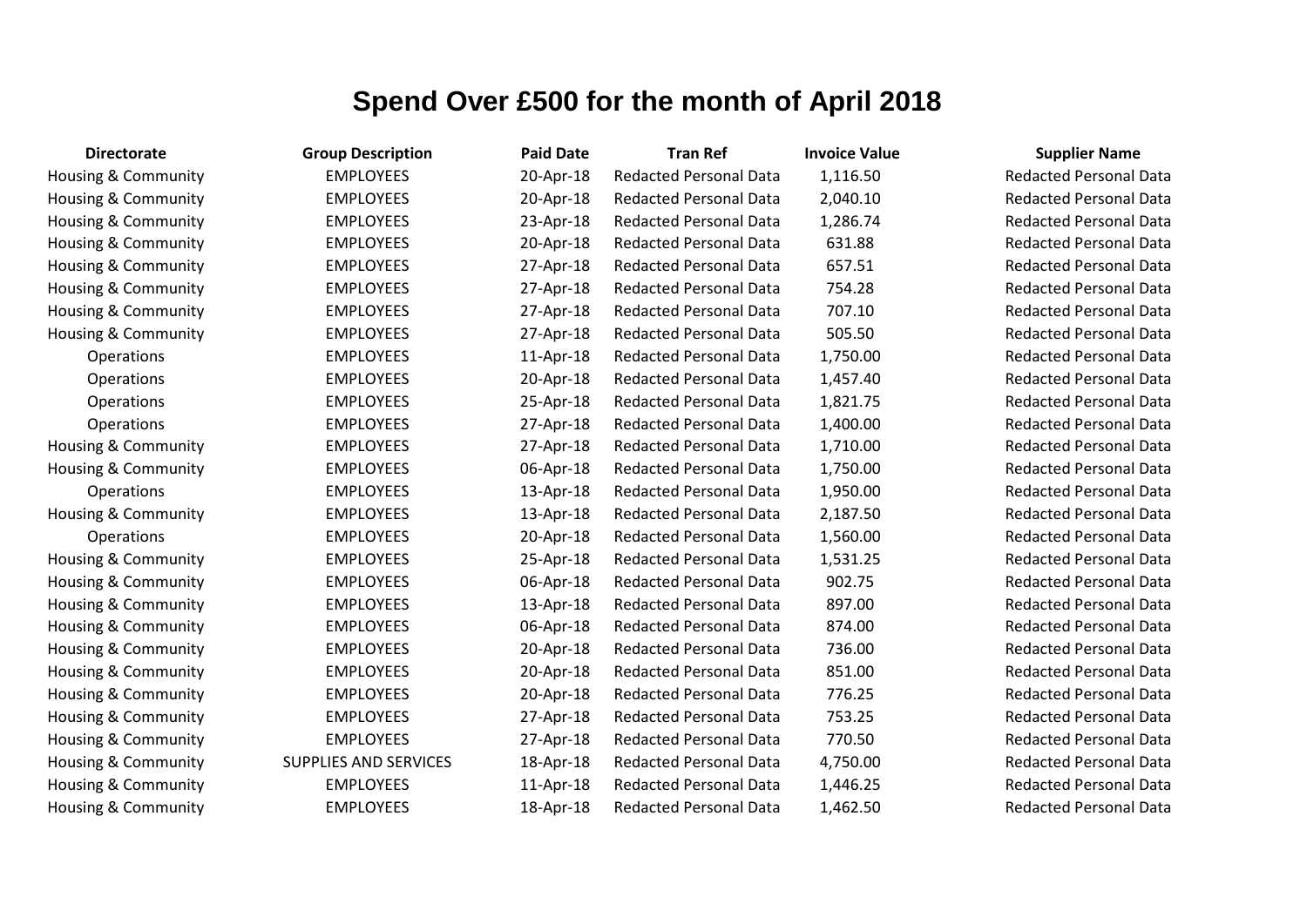# Spend Over £500 for the month of April 2018

| Directorate | Group Description | Paid Date | Tran Ref | Invoice Value | Supplier Name |
|---|---|---|---|---|---|
| Housing & Community | EMPLOYEES | 20-Apr-18 | Redacted Personal Data | 1,116.50 | Redacted Personal Data |
| Housing & Community | EMPLOYEES | 20-Apr-18 | Redacted Personal Data | 2,040.10 | Redacted Personal Data |
| Housing & Community | EMPLOYEES | 23-Apr-18 | Redacted Personal Data | 1,286.74 | Redacted Personal Data |
| Housing & Community | EMPLOYEES | 20-Apr-18 | Redacted Personal Data | 631.88 | Redacted Personal Data |
| Housing & Community | EMPLOYEES | 27-Apr-18 | Redacted Personal Data | 657.51 | Redacted Personal Data |
| Housing & Community | EMPLOYEES | 27-Apr-18 | Redacted Personal Data | 754.28 | Redacted Personal Data |
| Housing & Community | EMPLOYEES | 27-Apr-18 | Redacted Personal Data | 707.10 | Redacted Personal Data |
| Housing & Community | EMPLOYEES | 27-Apr-18 | Redacted Personal Data | 505.50 | Redacted Personal Data |
| Operations | EMPLOYEES | 11-Apr-18 | Redacted Personal Data | 1,750.00 | Redacted Personal Data |
| Operations | EMPLOYEES | 20-Apr-18 | Redacted Personal Data | 1,457.40 | Redacted Personal Data |
| Operations | EMPLOYEES | 25-Apr-18 | Redacted Personal Data | 1,821.75 | Redacted Personal Data |
| Operations | EMPLOYEES | 27-Apr-18 | Redacted Personal Data | 1,400.00 | Redacted Personal Data |
| Housing & Community | EMPLOYEES | 27-Apr-18 | Redacted Personal Data | 1,710.00 | Redacted Personal Data |
| Housing & Community | EMPLOYEES | 06-Apr-18 | Redacted Personal Data | 1,750.00 | Redacted Personal Data |
| Operations | EMPLOYEES | 13-Apr-18 | Redacted Personal Data | 1,950.00 | Redacted Personal Data |
| Housing & Community | EMPLOYEES | 13-Apr-18 | Redacted Personal Data | 2,187.50 | Redacted Personal Data |
| Operations | EMPLOYEES | 20-Apr-18 | Redacted Personal Data | 1,560.00 | Redacted Personal Data |
| Housing & Community | EMPLOYEES | 25-Apr-18 | Redacted Personal Data | 1,531.25 | Redacted Personal Data |
| Housing & Community | EMPLOYEES | 06-Apr-18 | Redacted Personal Data | 902.75 | Redacted Personal Data |
| Housing & Community | EMPLOYEES | 13-Apr-18 | Redacted Personal Data | 897.00 | Redacted Personal Data |
| Housing & Community | EMPLOYEES | 06-Apr-18 | Redacted Personal Data | 874.00 | Redacted Personal Data |
| Housing & Community | EMPLOYEES | 20-Apr-18 | Redacted Personal Data | 736.00 | Redacted Personal Data |
| Housing & Community | EMPLOYEES | 20-Apr-18 | Redacted Personal Data | 851.00 | Redacted Personal Data |
| Housing & Community | EMPLOYEES | 20-Apr-18 | Redacted Personal Data | 776.25 | Redacted Personal Data |
| Housing & Community | EMPLOYEES | 27-Apr-18 | Redacted Personal Data | 753.25 | Redacted Personal Data |
| Housing & Community | EMPLOYEES | 27-Apr-18 | Redacted Personal Data | 770.50 | Redacted Personal Data |
| Housing & Community | SUPPLIES AND SERVICES | 18-Apr-18 | Redacted Personal Data | 4,750.00 | Redacted Personal Data |
| Housing & Community | EMPLOYEES | 11-Apr-18 | Redacted Personal Data | 1,446.25 | Redacted Personal Data |
| Housing & Community | EMPLOYEES | 18-Apr-18 | Redacted Personal Data | 1,462.50 | Redacted Personal Data |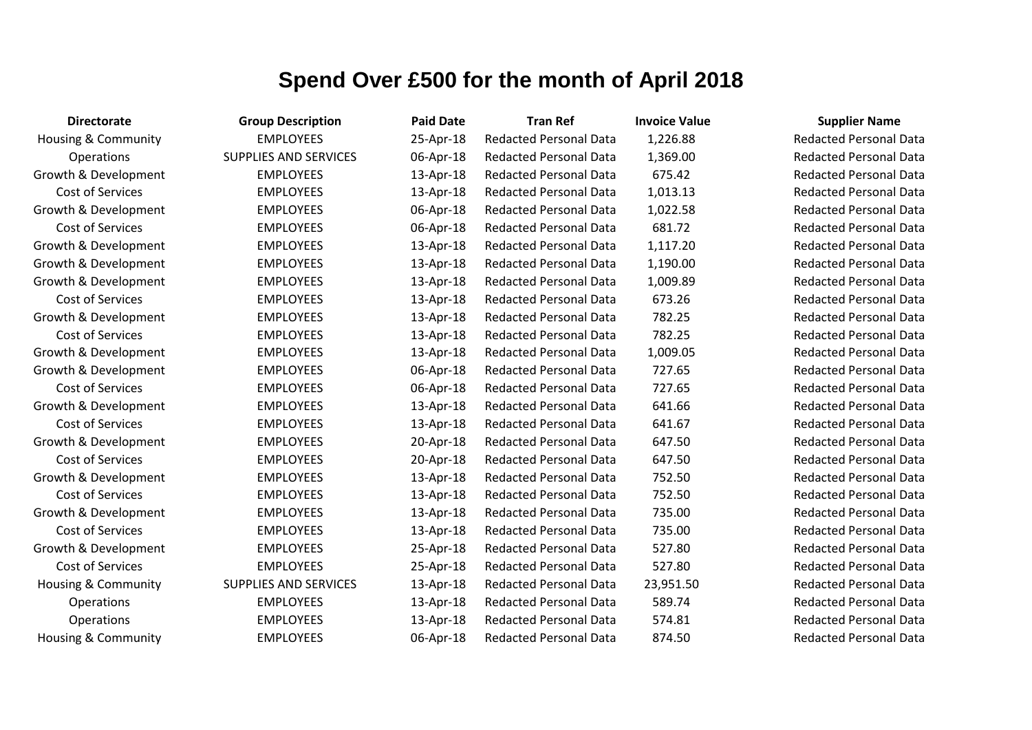# Spend Over £500 for the month of April 2018

| Directorate | Group Description | Paid Date | Tran Ref | Invoice Value | Supplier Name |
|---|---|---|---|---|---|
| Housing & Community | EMPLOYEES | 25-Apr-18 | Redacted Personal Data | 1,226.88 | Redacted Personal Data |
| Operations | SUPPLIES AND SERVICES | 06-Apr-18 | Redacted Personal Data | 1,369.00 | Redacted Personal Data |
| Growth & Development | EMPLOYEES | 13-Apr-18 | Redacted Personal Data | 675.42 | Redacted Personal Data |
| Cost of Services | EMPLOYEES | 13-Apr-18 | Redacted Personal Data | 1,013.13 | Redacted Personal Data |
| Growth & Development | EMPLOYEES | 06-Apr-18 | Redacted Personal Data | 1,022.58 | Redacted Personal Data |
| Cost of Services | EMPLOYEES | 06-Apr-18 | Redacted Personal Data | 681.72 | Redacted Personal Data |
| Growth & Development | EMPLOYEES | 13-Apr-18 | Redacted Personal Data | 1,117.20 | Redacted Personal Data |
| Growth & Development | EMPLOYEES | 13-Apr-18 | Redacted Personal Data | 1,190.00 | Redacted Personal Data |
| Growth & Development | EMPLOYEES | 13-Apr-18 | Redacted Personal Data | 1,009.89 | Redacted Personal Data |
| Cost of Services | EMPLOYEES | 13-Apr-18 | Redacted Personal Data | 673.26 | Redacted Personal Data |
| Growth & Development | EMPLOYEES | 13-Apr-18 | Redacted Personal Data | 782.25 | Redacted Personal Data |
| Cost of Services | EMPLOYEES | 13-Apr-18 | Redacted Personal Data | 782.25 | Redacted Personal Data |
| Growth & Development | EMPLOYEES | 13-Apr-18 | Redacted Personal Data | 1,009.05 | Redacted Personal Data |
| Growth & Development | EMPLOYEES | 06-Apr-18 | Redacted Personal Data | 727.65 | Redacted Personal Data |
| Cost of Services | EMPLOYEES | 06-Apr-18 | Redacted Personal Data | 727.65 | Redacted Personal Data |
| Growth & Development | EMPLOYEES | 13-Apr-18 | Redacted Personal Data | 641.66 | Redacted Personal Data |
| Cost of Services | EMPLOYEES | 13-Apr-18 | Redacted Personal Data | 641.67 | Redacted Personal Data |
| Growth & Development | EMPLOYEES | 20-Apr-18 | Redacted Personal Data | 647.50 | Redacted Personal Data |
| Cost of Services | EMPLOYEES | 20-Apr-18 | Redacted Personal Data | 647.50 | Redacted Personal Data |
| Growth & Development | EMPLOYEES | 13-Apr-18 | Redacted Personal Data | 752.50 | Redacted Personal Data |
| Cost of Services | EMPLOYEES | 13-Apr-18 | Redacted Personal Data | 752.50 | Redacted Personal Data |
| Growth & Development | EMPLOYEES | 13-Apr-18 | Redacted Personal Data | 735.00 | Redacted Personal Data |
| Cost of Services | EMPLOYEES | 13-Apr-18 | Redacted Personal Data | 735.00 | Redacted Personal Data |
| Growth & Development | EMPLOYEES | 25-Apr-18 | Redacted Personal Data | 527.80 | Redacted Personal Data |
| Cost of Services | EMPLOYEES | 25-Apr-18 | Redacted Personal Data | 527.80 | Redacted Personal Data |
| Housing & Community | SUPPLIES AND SERVICES | 13-Apr-18 | Redacted Personal Data | 23,951.50 | Redacted Personal Data |
| Operations | EMPLOYEES | 13-Apr-18 | Redacted Personal Data | 589.74 | Redacted Personal Data |
| Operations | EMPLOYEES | 13-Apr-18 | Redacted Personal Data | 574.81 | Redacted Personal Data |
| Housing & Community | EMPLOYEES | 06-Apr-18 | Redacted Personal Data | 874.50 | Redacted Personal Data |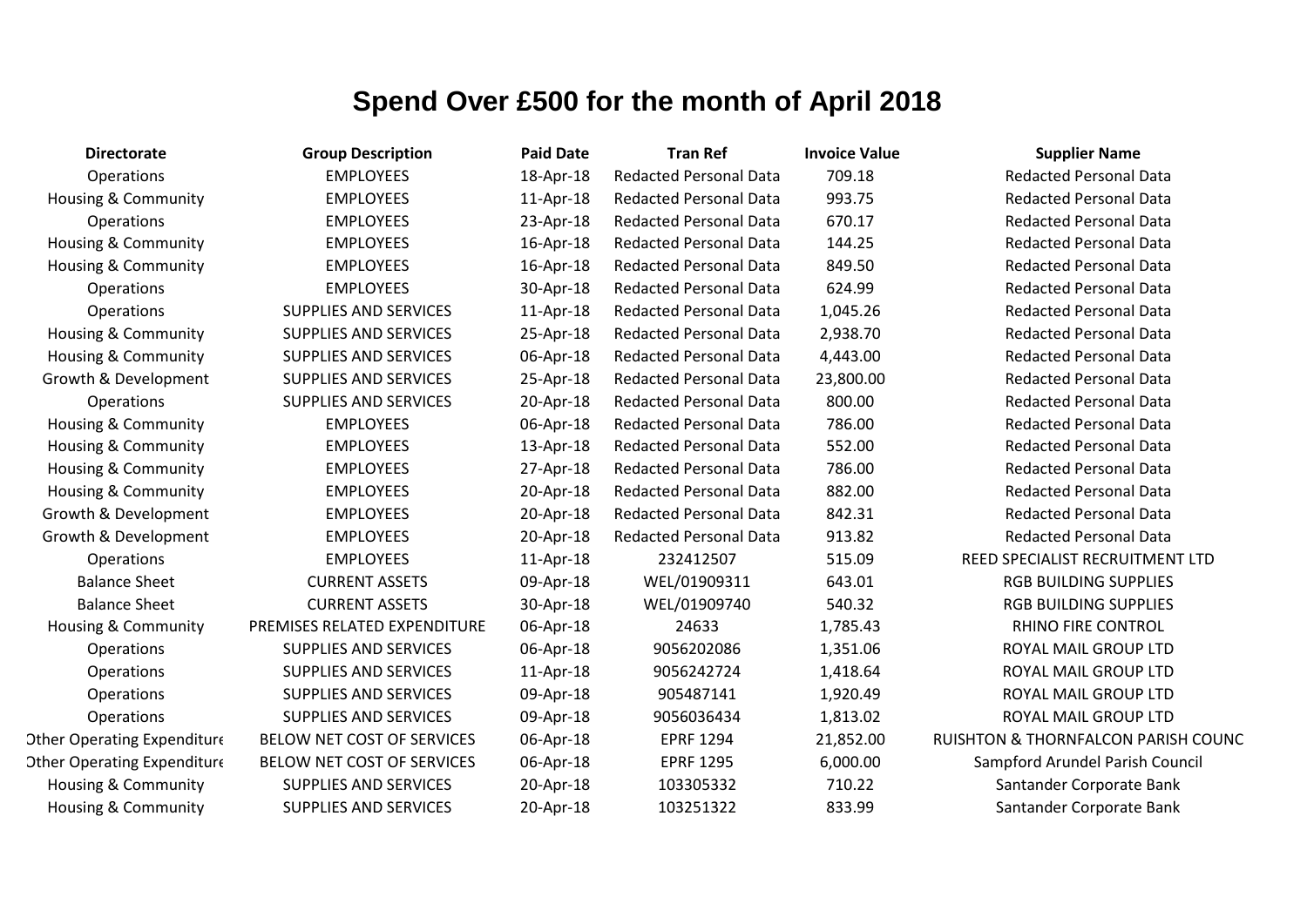# Spend Over £500 for the month of April 2018

| Directorate | Group Description | Paid Date | Tran Ref | Invoice Value | Supplier Name |
|---|---|---|---|---|---|
| Operations | EMPLOYEES | 18-Apr-18 | Redacted Personal Data | 709.18 | Redacted Personal Data |
| Housing & Community | EMPLOYEES | 11-Apr-18 | Redacted Personal Data | 993.75 | Redacted Personal Data |
| Operations | EMPLOYEES | 23-Apr-18 | Redacted Personal Data | 670.17 | Redacted Personal Data |
| Housing & Community | EMPLOYEES | 16-Apr-18 | Redacted Personal Data | 144.25 | Redacted Personal Data |
| Housing & Community | EMPLOYEES | 16-Apr-18 | Redacted Personal Data | 849.50 | Redacted Personal Data |
| Operations | EMPLOYEES | 30-Apr-18 | Redacted Personal Data | 624.99 | Redacted Personal Data |
| Operations | SUPPLIES AND SERVICES | 11-Apr-18 | Redacted Personal Data | 1,045.26 | Redacted Personal Data |
| Housing & Community | SUPPLIES AND SERVICES | 25-Apr-18 | Redacted Personal Data | 2,938.70 | Redacted Personal Data |
| Housing & Community | SUPPLIES AND SERVICES | 06-Apr-18 | Redacted Personal Data | 4,443.00 | Redacted Personal Data |
| Growth & Development | SUPPLIES AND SERVICES | 25-Apr-18 | Redacted Personal Data | 23,800.00 | Redacted Personal Data |
| Operations | SUPPLIES AND SERVICES | 20-Apr-18 | Redacted Personal Data | 800.00 | Redacted Personal Data |
| Housing & Community | EMPLOYEES | 06-Apr-18 | Redacted Personal Data | 786.00 | Redacted Personal Data |
| Housing & Community | EMPLOYEES | 13-Apr-18 | Redacted Personal Data | 552.00 | Redacted Personal Data |
| Housing & Community | EMPLOYEES | 27-Apr-18 | Redacted Personal Data | 786.00 | Redacted Personal Data |
| Housing & Community | EMPLOYEES | 20-Apr-18 | Redacted Personal Data | 882.00 | Redacted Personal Data |
| Growth & Development | EMPLOYEES | 20-Apr-18 | Redacted Personal Data | 842.31 | Redacted Personal Data |
| Growth & Development | EMPLOYEES | 20-Apr-18 | Redacted Personal Data | 913.82 | Redacted Personal Data |
| Operations | EMPLOYEES | 11-Apr-18 | 232412507 | 515.09 | REED SPECIALIST RECRUITMENT LTD |
| Balance Sheet | CURRENT ASSETS | 09-Apr-18 | WEL/01909311 | 643.01 | RGB BUILDING SUPPLIES |
| Balance Sheet | CURRENT ASSETS | 30-Apr-18 | WEL/01909740 | 540.32 | RGB BUILDING SUPPLIES |
| Housing & Community | PREMISES RELATED EXPENDITURE | 06-Apr-18 | 24633 | 1,785.43 | RHINO FIRE CONTROL |
| Operations | SUPPLIES AND SERVICES | 06-Apr-18 | 9056202086 | 1,351.06 | ROYAL MAIL GROUP LTD |
| Operations | SUPPLIES AND SERVICES | 11-Apr-18 | 9056242724 | 1,418.64 | ROYAL MAIL GROUP LTD |
| Operations | SUPPLIES AND SERVICES | 09-Apr-18 | 905487141 | 1,920.49 | ROYAL MAIL GROUP LTD |
| Operations | SUPPLIES AND SERVICES | 09-Apr-18 | 9056036434 | 1,813.02 | ROYAL MAIL GROUP LTD |
| Other Operating Expenditure | BELOW NET COST OF SERVICES | 06-Apr-18 | EPRF 1294 | 21,852.00 | RUISHTON & THORNFALCON PARISH COUNC |
| Other Operating Expenditure | BELOW NET COST OF SERVICES | 06-Apr-18 | EPRF 1295 | 6,000.00 | Sampford Arundel Parish Council |
| Housing & Community | SUPPLIES AND SERVICES | 20-Apr-18 | 103305332 | 710.22 | Santander Corporate Bank |
| Housing & Community | SUPPLIES AND SERVICES | 20-Apr-18 | 103251322 | 833.99 | Santander Corporate Bank |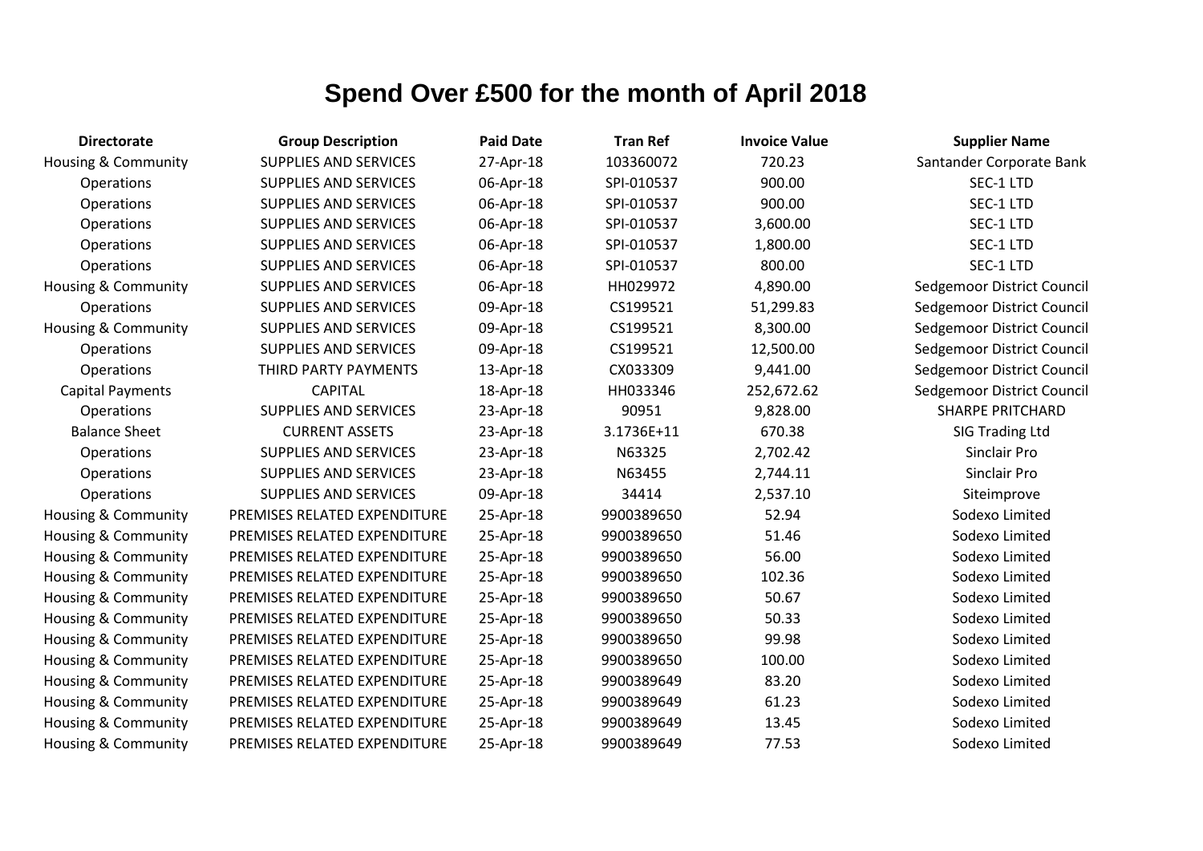# Spend Over £500 for the month of April 2018

| Directorate | Group Description | Paid Date | Tran Ref | Invoice Value | Supplier Name |
|---|---|---|---|---|---|
| Housing & Community | SUPPLIES AND SERVICES | 27-Apr-18 | 103360072 | 720.23 | Santander Corporate Bank |
| Operations | SUPPLIES AND SERVICES | 06-Apr-18 | SPI-010537 | 900.00 | SEC-1 LTD |
| Operations | SUPPLIES AND SERVICES | 06-Apr-18 | SPI-010537 | 900.00 | SEC-1 LTD |
| Operations | SUPPLIES AND SERVICES | 06-Apr-18 | SPI-010537 | 3,600.00 | SEC-1 LTD |
| Operations | SUPPLIES AND SERVICES | 06-Apr-18 | SPI-010537 | 1,800.00 | SEC-1 LTD |
| Operations | SUPPLIES AND SERVICES | 06-Apr-18 | SPI-010537 | 800.00 | SEC-1 LTD |
| Housing & Community | SUPPLIES AND SERVICES | 06-Apr-18 | HH029972 | 4,890.00 | Sedgemoor District Council |
| Operations | SUPPLIES AND SERVICES | 09-Apr-18 | CS199521 | 51,299.83 | Sedgemoor District Council |
| Housing & Community | SUPPLIES AND SERVICES | 09-Apr-18 | CS199521 | 8,300.00 | Sedgemoor District Council |
| Operations | SUPPLIES AND SERVICES | 09-Apr-18 | CS199521 | 12,500.00 | Sedgemoor District Council |
| Operations | THIRD PARTY PAYMENTS | 13-Apr-18 | CX033309 | 9,441.00 | Sedgemoor District Council |
| Capital Payments | CAPITAL | 18-Apr-18 | HH033346 | 252,672.62 | Sedgemoor District Council |
| Operations | SUPPLIES AND SERVICES | 23-Apr-18 | 90951 | 9,828.00 | SHARPE PRITCHARD |
| Balance Sheet | CURRENT ASSETS | 23-Apr-18 | 3.1736E+11 | 670.38 | SIG Trading Ltd |
| Operations | SUPPLIES AND SERVICES | 23-Apr-18 | N63325 | 2,702.42 | Sinclair Pro |
| Operations | SUPPLIES AND SERVICES | 23-Apr-18 | N63455 | 2,744.11 | Sinclair Pro |
| Operations | SUPPLIES AND SERVICES | 09-Apr-18 | 34414 | 2,537.10 | Siteimprove |
| Housing & Community | PREMISES RELATED EXPENDITURE | 25-Apr-18 | 9900389650 | 52.94 | Sodexo Limited |
| Housing & Community | PREMISES RELATED EXPENDITURE | 25-Apr-18 | 9900389650 | 51.46 | Sodexo Limited |
| Housing & Community | PREMISES RELATED EXPENDITURE | 25-Apr-18 | 9900389650 | 56.00 | Sodexo Limited |
| Housing & Community | PREMISES RELATED EXPENDITURE | 25-Apr-18 | 9900389650 | 102.36 | Sodexo Limited |
| Housing & Community | PREMISES RELATED EXPENDITURE | 25-Apr-18 | 9900389650 | 50.67 | Sodexo Limited |
| Housing & Community | PREMISES RELATED EXPENDITURE | 25-Apr-18 | 9900389650 | 50.33 | Sodexo Limited |
| Housing & Community | PREMISES RELATED EXPENDITURE | 25-Apr-18 | 9900389650 | 99.98 | Sodexo Limited |
| Housing & Community | PREMISES RELATED EXPENDITURE | 25-Apr-18 | 9900389650 | 100.00 | Sodexo Limited |
| Housing & Community | PREMISES RELATED EXPENDITURE | 25-Apr-18 | 9900389649 | 83.20 | Sodexo Limited |
| Housing & Community | PREMISES RELATED EXPENDITURE | 25-Apr-18 | 9900389649 | 61.23 | Sodexo Limited |
| Housing & Community | PREMISES RELATED EXPENDITURE | 25-Apr-18 | 9900389649 | 13.45 | Sodexo Limited |
| Housing & Community | PREMISES RELATED EXPENDITURE | 25-Apr-18 | 9900389649 | 77.53 | Sodexo Limited |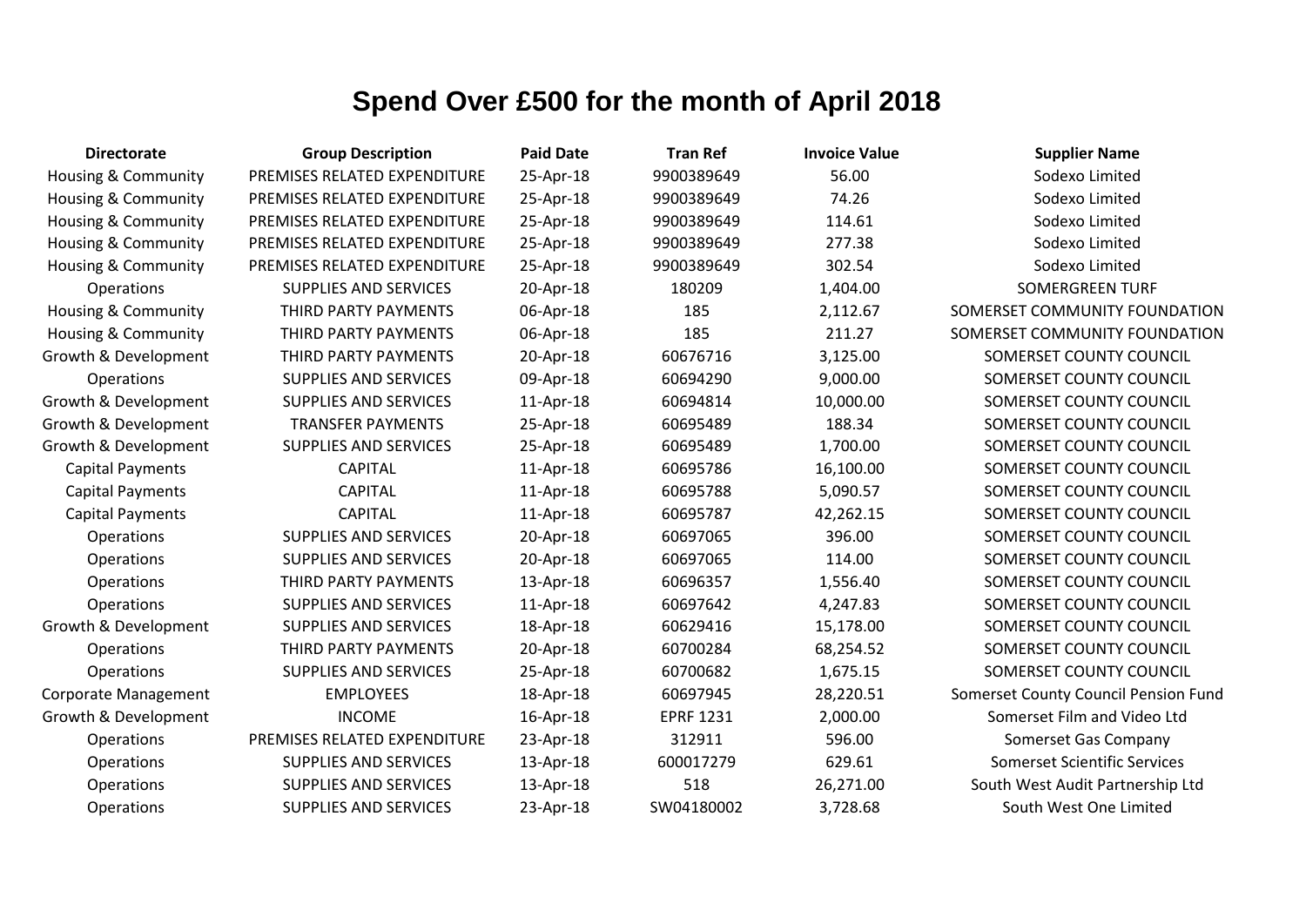# Spend Over £500 for the month of April 2018

| Directorate | Group Description | Paid Date | Tran Ref | Invoice Value | Supplier Name |
|---|---|---|---|---|---|
| Housing & Community | PREMISES RELATED EXPENDITURE | 25-Apr-18 | 9900389649 | 56.00 | Sodexo Limited |
| Housing & Community | PREMISES RELATED EXPENDITURE | 25-Apr-18 | 9900389649 | 74.26 | Sodexo Limited |
| Housing & Community | PREMISES RELATED EXPENDITURE | 25-Apr-18 | 9900389649 | 114.61 | Sodexo Limited |
| Housing & Community | PREMISES RELATED EXPENDITURE | 25-Apr-18 | 9900389649 | 277.38 | Sodexo Limited |
| Housing & Community | PREMISES RELATED EXPENDITURE | 25-Apr-18 | 9900389649 | 302.54 | Sodexo Limited |
| Operations | SUPPLIES AND SERVICES | 20-Apr-18 | 180209 | 1,404.00 | SOMERGREEN TURF |
| Housing & Community | THIRD PARTY PAYMENTS | 06-Apr-18 | 185 | 2,112.67 | SOMERSET COMMUNITY FOUNDATION |
| Housing & Community | THIRD PARTY PAYMENTS | 06-Apr-18 | 185 | 211.27 | SOMERSET COMMUNITY FOUNDATION |
| Growth & Development | THIRD PARTY PAYMENTS | 20-Apr-18 | 60676716 | 3,125.00 | SOMERSET COUNTY COUNCIL |
| Operations | SUPPLIES AND SERVICES | 09-Apr-18 | 60694290 | 9,000.00 | SOMERSET COUNTY COUNCIL |
| Growth & Development | SUPPLIES AND SERVICES | 11-Apr-18 | 60694814 | 10,000.00 | SOMERSET COUNTY COUNCIL |
| Growth & Development | TRANSFER PAYMENTS | 25-Apr-18 | 60695489 | 188.34 | SOMERSET COUNTY COUNCIL |
| Growth & Development | SUPPLIES AND SERVICES | 25-Apr-18 | 60695489 | 1,700.00 | SOMERSET COUNTY COUNCIL |
| Capital Payments | CAPITAL | 11-Apr-18 | 60695786 | 16,100.00 | SOMERSET COUNTY COUNCIL |
| Capital Payments | CAPITAL | 11-Apr-18 | 60695788 | 5,090.57 | SOMERSET COUNTY COUNCIL |
| Capital Payments | CAPITAL | 11-Apr-18 | 60695787 | 42,262.15 | SOMERSET COUNTY COUNCIL |
| Operations | SUPPLIES AND SERVICES | 20-Apr-18 | 60697065 | 396.00 | SOMERSET COUNTY COUNCIL |
| Operations | SUPPLIES AND SERVICES | 20-Apr-18 | 60697065 | 114.00 | SOMERSET COUNTY COUNCIL |
| Operations | THIRD PARTY PAYMENTS | 13-Apr-18 | 60696357 | 1,556.40 | SOMERSET COUNTY COUNCIL |
| Operations | SUPPLIES AND SERVICES | 11-Apr-18 | 60697642 | 4,247.83 | SOMERSET COUNTY COUNCIL |
| Growth & Development | SUPPLIES AND SERVICES | 18-Apr-18 | 60629416 | 15,178.00 | SOMERSET COUNTY COUNCIL |
| Operations | THIRD PARTY PAYMENTS | 20-Apr-18 | 60700284 | 68,254.52 | SOMERSET COUNTY COUNCIL |
| Operations | SUPPLIES AND SERVICES | 25-Apr-18 | 60700682 | 1,675.15 | SOMERSET COUNTY COUNCIL |
| Corporate Management | EMPLOYEES | 18-Apr-18 | 60697945 | 28,220.51 | Somerset County Council Pension Fund |
| Growth & Development | INCOME | 16-Apr-18 | EPRF 1231 | 2,000.00 | Somerset Film and Video Ltd |
| Operations | PREMISES RELATED EXPENDITURE | 23-Apr-18 | 312911 | 596.00 | Somerset Gas Company |
| Operations | SUPPLIES AND SERVICES | 13-Apr-18 | 600017279 | 629.61 | Somerset Scientific Services |
| Operations | SUPPLIES AND SERVICES | 13-Apr-18 | 518 | 26,271.00 | South West Audit Partnership Ltd |
| Operations | SUPPLIES AND SERVICES | 23-Apr-18 | SW04180002 | 3,728.68 | South West One Limited |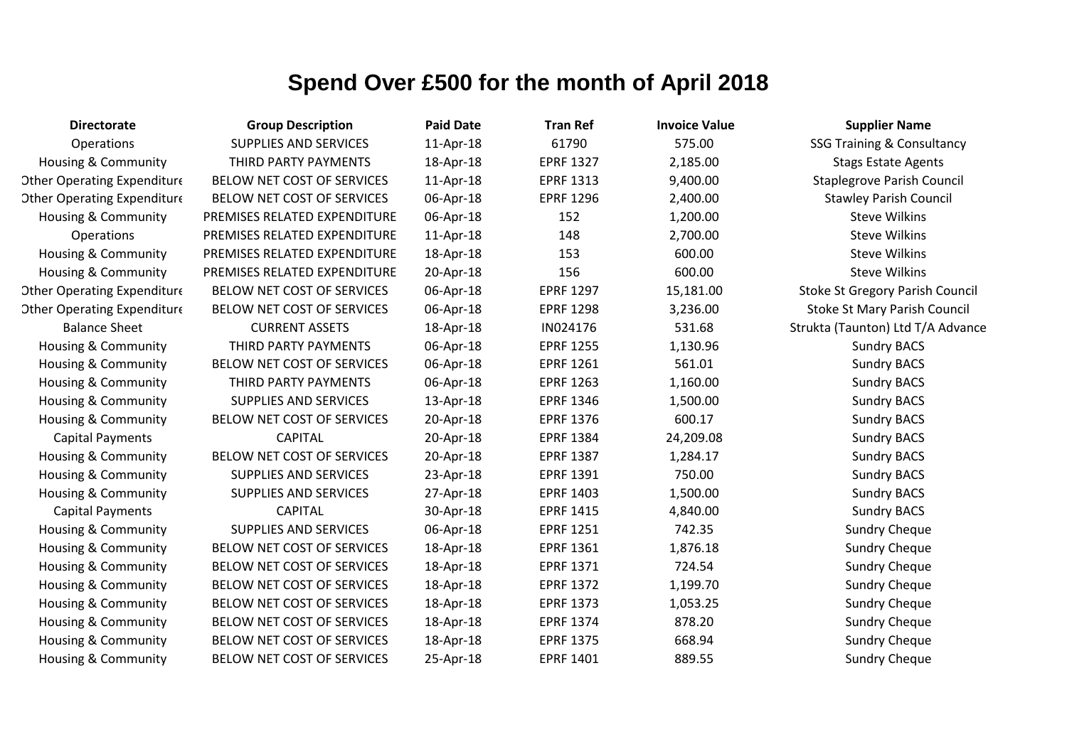# Spend Over £500 for the month of April 2018

| Directorate | Group Description | Paid Date | Tran Ref | Invoice Value | Supplier Name |
|---|---|---|---|---|---|
| Operations | SUPPLIES AND SERVICES | 11-Apr-18 | 61790 | 575.00 | SSG Training & Consultancy |
| Housing & Community | THIRD PARTY PAYMENTS | 18-Apr-18 | EPRF 1327 | 2,185.00 | Stags Estate Agents |
| Other Operating Expenditure | BELOW NET COST OF SERVICES | 11-Apr-18 | EPRF 1313 | 9,400.00 | Staplegrove Parish Council |
| Other Operating Expenditure | BELOW NET COST OF SERVICES | 06-Apr-18 | EPRF 1296 | 2,400.00 | Stawley Parish Council |
| Housing & Community | PREMISES RELATED EXPENDITURE | 06-Apr-18 | 152 | 1,200.00 | Steve Wilkins |
| Operations | PREMISES RELATED EXPENDITURE | 11-Apr-18 | 148 | 2,700.00 | Steve Wilkins |
| Housing & Community | PREMISES RELATED EXPENDITURE | 18-Apr-18 | 153 | 600.00 | Steve Wilkins |
| Housing & Community | PREMISES RELATED EXPENDITURE | 20-Apr-18 | 156 | 600.00 | Steve Wilkins |
| Other Operating Expenditure | BELOW NET COST OF SERVICES | 06-Apr-18 | EPRF 1297 | 15,181.00 | Stoke St Gregory Parish Council |
| Other Operating Expenditure | BELOW NET COST OF SERVICES | 06-Apr-18 | EPRF 1298 | 3,236.00 | Stoke St Mary Parish Council |
| Balance Sheet | CURRENT ASSETS | 18-Apr-18 | IN024176 | 531.68 | Strukta (Taunton) Ltd T/A Advance |
| Housing & Community | THIRD PARTY PAYMENTS | 06-Apr-18 | EPRF 1255 | 1,130.96 | Sundry BACS |
| Housing & Community | BELOW NET COST OF SERVICES | 06-Apr-18 | EPRF 1261 | 561.01 | Sundry BACS |
| Housing & Community | THIRD PARTY PAYMENTS | 06-Apr-18 | EPRF 1263 | 1,160.00 | Sundry BACS |
| Housing & Community | SUPPLIES AND SERVICES | 13-Apr-18 | EPRF 1346 | 1,500.00 | Sundry BACS |
| Housing & Community | BELOW NET COST OF SERVICES | 20-Apr-18 | EPRF 1376 | 600.17 | Sundry BACS |
| Capital Payments | CAPITAL | 20-Apr-18 | EPRF 1384 | 24,209.08 | Sundry BACS |
| Housing & Community | BELOW NET COST OF SERVICES | 20-Apr-18 | EPRF 1387 | 1,284.17 | Sundry BACS |
| Housing & Community | SUPPLIES AND SERVICES | 23-Apr-18 | EPRF 1391 | 750.00 | Sundry BACS |
| Housing & Community | SUPPLIES AND SERVICES | 27-Apr-18 | EPRF 1403 | 1,500.00 | Sundry BACS |
| Capital Payments | CAPITAL | 30-Apr-18 | EPRF 1415 | 4,840.00 | Sundry BACS |
| Housing & Community | SUPPLIES AND SERVICES | 06-Apr-18 | EPRF 1251 | 742.35 | Sundry Cheque |
| Housing & Community | BELOW NET COST OF SERVICES | 18-Apr-18 | EPRF 1361 | 1,876.18 | Sundry Cheque |
| Housing & Community | BELOW NET COST OF SERVICES | 18-Apr-18 | EPRF 1371 | 724.54 | Sundry Cheque |
| Housing & Community | BELOW NET COST OF SERVICES | 18-Apr-18 | EPRF 1372 | 1,199.70 | Sundry Cheque |
| Housing & Community | BELOW NET COST OF SERVICES | 18-Apr-18 | EPRF 1373 | 1,053.25 | Sundry Cheque |
| Housing & Community | BELOW NET COST OF SERVICES | 18-Apr-18 | EPRF 1374 | 878.20 | Sundry Cheque |
| Housing & Community | BELOW NET COST OF SERVICES | 18-Apr-18 | EPRF 1375 | 668.94 | Sundry Cheque |
| Housing & Community | BELOW NET COST OF SERVICES | 25-Apr-18 | EPRF 1401 | 889.55 | Sundry Cheque |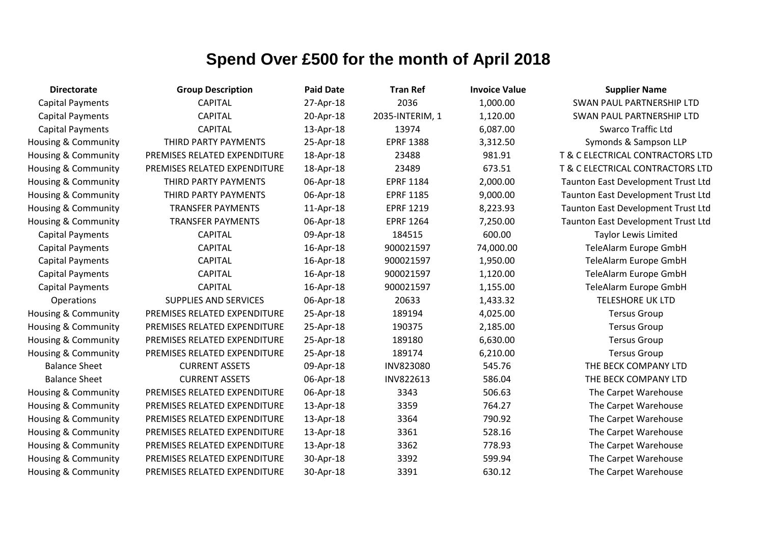# Spend Over £500 for the month of April 2018

| Directorate | Group Description | Paid Date | Tran Ref | Invoice Value | Supplier Name |
|---|---|---|---|---|---|
| Capital Payments | CAPITAL | 27-Apr-18 | 2036 | 1,000.00 | SWAN PAUL PARTNERSHIP LTD |
| Capital Payments | CAPITAL | 20-Apr-18 | 2035-INTERIM, 1 | 1,120.00 | SWAN PAUL PARTNERSHIP LTD |
| Capital Payments | CAPITAL | 13-Apr-18 | 13974 | 6,087.00 | Swarco Traffic Ltd |
| Housing & Community | THIRD PARTY PAYMENTS | 25-Apr-18 | EPRF 1388 | 3,312.50 | Symonds & Sampson LLP |
| Housing & Community | PREMISES RELATED EXPENDITURE | 18-Apr-18 | 23488 | 981.91 | T & C ELECTRICAL CONTRACTORS LTD |
| Housing & Community | PREMISES RELATED EXPENDITURE | 18-Apr-18 | 23489 | 673.51 | T & C ELECTRICAL CONTRACTORS LTD |
| Housing & Community | THIRD PARTY PAYMENTS | 06-Apr-18 | EPRF 1184 | 2,000.00 | Taunton East Development Trust Ltd |
| Housing & Community | THIRD PARTY PAYMENTS | 06-Apr-18 | EPRF 1185 | 9,000.00 | Taunton East Development Trust Ltd |
| Housing & Community | TRANSFER PAYMENTS | 11-Apr-18 | EPRF 1219 | 8,223.93 | Taunton East Development Trust Ltd |
| Housing & Community | TRANSFER PAYMENTS | 06-Apr-18 | EPRF 1264 | 7,250.00 | Taunton East Development Trust Ltd |
| Capital Payments | CAPITAL | 09-Apr-18 | 184515 | 600.00 | Taylor Lewis Limited |
| Capital Payments | CAPITAL | 16-Apr-18 | 900021597 | 74,000.00 | TeleAlarm Europe GmbH |
| Capital Payments | CAPITAL | 16-Apr-18 | 900021597 | 1,950.00 | TeleAlarm Europe GmbH |
| Capital Payments | CAPITAL | 16-Apr-18 | 900021597 | 1,120.00 | TeleAlarm Europe GmbH |
| Capital Payments | CAPITAL | 16-Apr-18 | 900021597 | 1,155.00 | TeleAlarm Europe GmbH |
| Operations | SUPPLIES AND SERVICES | 06-Apr-18 | 20633 | 1,433.32 | TELESHORE UK LTD |
| Housing & Community | PREMISES RELATED EXPENDITURE | 25-Apr-18 | 189194 | 4,025.00 | Tersus Group |
| Housing & Community | PREMISES RELATED EXPENDITURE | 25-Apr-18 | 190375 | 2,185.00 | Tersus Group |
| Housing & Community | PREMISES RELATED EXPENDITURE | 25-Apr-18 | 189180 | 6,630.00 | Tersus Group |
| Housing & Community | PREMISES RELATED EXPENDITURE | 25-Apr-18 | 189174 | 6,210.00 | Tersus Group |
| Balance Sheet | CURRENT ASSETS | 09-Apr-18 | INV823080 | 545.76 | THE BECK COMPANY LTD |
| Balance Sheet | CURRENT ASSETS | 06-Apr-18 | INV822613 | 586.04 | THE BECK COMPANY LTD |
| Housing & Community | PREMISES RELATED EXPENDITURE | 06-Apr-18 | 3343 | 506.63 | The Carpet Warehouse |
| Housing & Community | PREMISES RELATED EXPENDITURE | 13-Apr-18 | 3359 | 764.27 | The Carpet Warehouse |
| Housing & Community | PREMISES RELATED EXPENDITURE | 13-Apr-18 | 3364 | 790.92 | The Carpet Warehouse |
| Housing & Community | PREMISES RELATED EXPENDITURE | 13-Apr-18 | 3361 | 528.16 | The Carpet Warehouse |
| Housing & Community | PREMISES RELATED EXPENDITURE | 13-Apr-18 | 3362 | 778.93 | The Carpet Warehouse |
| Housing & Community | PREMISES RELATED EXPENDITURE | 30-Apr-18 | 3392 | 599.94 | The Carpet Warehouse |
| Housing & Community | PREMISES RELATED EXPENDITURE | 30-Apr-18 | 3391 | 630.12 | The Carpet Warehouse |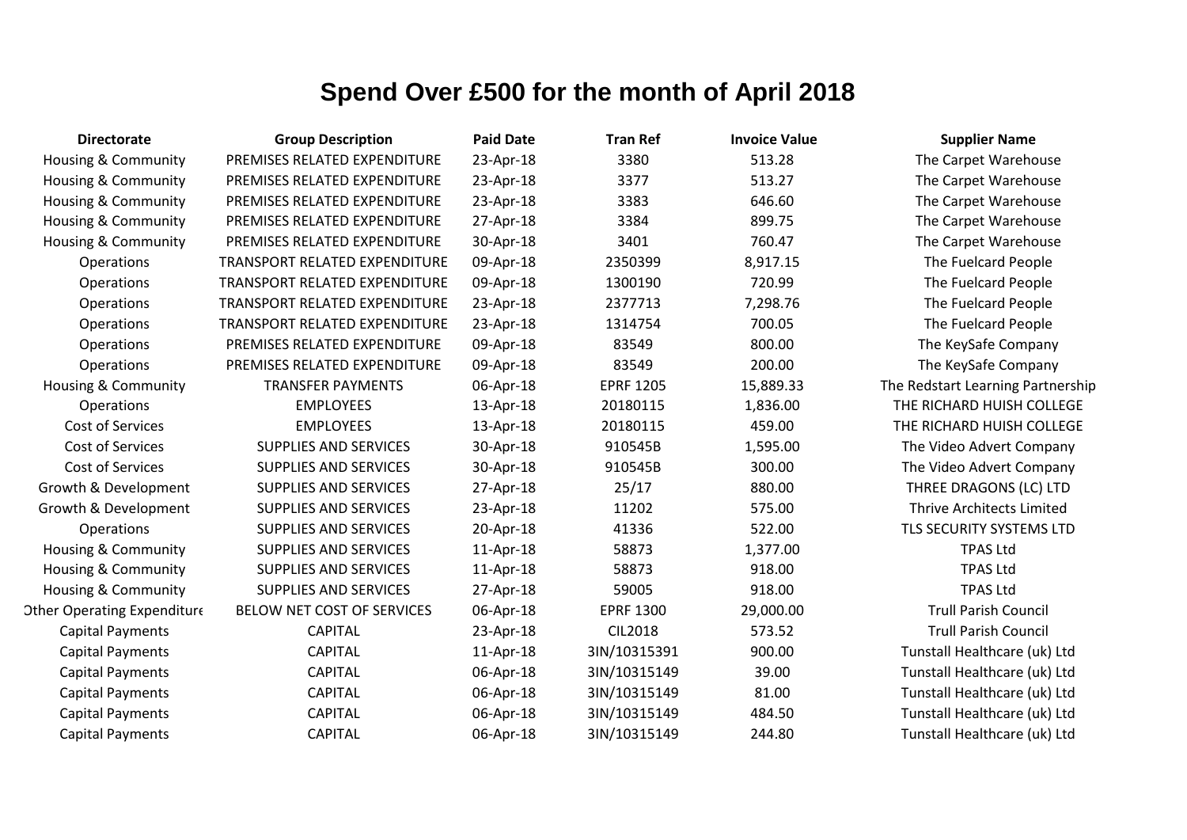# Spend Over £500 for the month of April 2018

| Directorate | Group Description | Paid Date | Tran Ref | Invoice Value | Supplier Name |
|---|---|---|---|---|---|
| Housing & Community | PREMISES RELATED EXPENDITURE | 23-Apr-18 | 3380 | 513.28 | The Carpet Warehouse |
| Housing & Community | PREMISES RELATED EXPENDITURE | 23-Apr-18 | 3377 | 513.27 | The Carpet Warehouse |
| Housing & Community | PREMISES RELATED EXPENDITURE | 23-Apr-18 | 3383 | 646.60 | The Carpet Warehouse |
| Housing & Community | PREMISES RELATED EXPENDITURE | 27-Apr-18 | 3384 | 899.75 | The Carpet Warehouse |
| Housing & Community | PREMISES RELATED EXPENDITURE | 30-Apr-18 | 3401 | 760.47 | The Carpet Warehouse |
| Operations | TRANSPORT RELATED EXPENDITURE | 09-Apr-18 | 2350399 | 8,917.15 | The Fuelcard People |
| Operations | TRANSPORT RELATED EXPENDITURE | 09-Apr-18 | 1300190 | 720.99 | The Fuelcard People |
| Operations | TRANSPORT RELATED EXPENDITURE | 23-Apr-18 | 2377713 | 7,298.76 | The Fuelcard People |
| Operations | TRANSPORT RELATED EXPENDITURE | 23-Apr-18 | 1314754 | 700.05 | The Fuelcard People |
| Operations | PREMISES RELATED EXPENDITURE | 09-Apr-18 | 83549 | 800.00 | The KeySafe Company |
| Operations | PREMISES RELATED EXPENDITURE | 09-Apr-18 | 83549 | 200.00 | The KeySafe Company |
| Housing & Community | TRANSFER PAYMENTS | 06-Apr-18 | EPRF 1205 | 15,889.33 | The Redstart Learning Partnership |
| Operations | EMPLOYEES | 13-Apr-18 | 20180115 | 1,836.00 | THE RICHARD HUISH COLLEGE |
| Cost of Services | EMPLOYEES | 13-Apr-18 | 20180115 | 459.00 | THE RICHARD HUISH COLLEGE |
| Cost of Services | SUPPLIES AND SERVICES | 30-Apr-18 | 910545B | 1,595.00 | The Video Advert Company |
| Cost of Services | SUPPLIES AND SERVICES | 30-Apr-18 | 910545B | 300.00 | The Video Advert Company |
| Growth & Development | SUPPLIES AND SERVICES | 27-Apr-18 | 25/17 | 880.00 | THREE DRAGONS (LC) LTD |
| Growth & Development | SUPPLIES AND SERVICES | 23-Apr-18 | 11202 | 575.00 | Thrive Architects Limited |
| Operations | SUPPLIES AND SERVICES | 20-Apr-18 | 41336 | 522.00 | TLS SECURITY SYSTEMS LTD |
| Housing & Community | SUPPLIES AND SERVICES | 11-Apr-18 | 58873 | 1,377.00 | TPAS Ltd |
| Housing & Community | SUPPLIES AND SERVICES | 11-Apr-18 | 58873 | 918.00 | TPAS Ltd |
| Housing & Community | SUPPLIES AND SERVICES | 27-Apr-18 | 59005 | 918.00 | TPAS Ltd |
| Other Operating Expenditure | BELOW NET COST OF SERVICES | 06-Apr-18 | EPRF 1300 | 29,000.00 | Trull Parish Council |
| Capital Payments | CAPITAL | 23-Apr-18 | CIL2018 | 573.52 | Trull Parish Council |
| Capital Payments | CAPITAL | 11-Apr-18 | 3IN/10315391 | 900.00 | Tunstall Healthcare (uk) Ltd |
| Capital Payments | CAPITAL | 06-Apr-18 | 3IN/10315149 | 39.00 | Tunstall Healthcare (uk) Ltd |
| Capital Payments | CAPITAL | 06-Apr-18 | 3IN/10315149 | 81.00 | Tunstall Healthcare (uk) Ltd |
| Capital Payments | CAPITAL | 06-Apr-18 | 3IN/10315149 | 484.50 | Tunstall Healthcare (uk) Ltd |
| Capital Payments | CAPITAL | 06-Apr-18 | 3IN/10315149 | 244.80 | Tunstall Healthcare (uk) Ltd |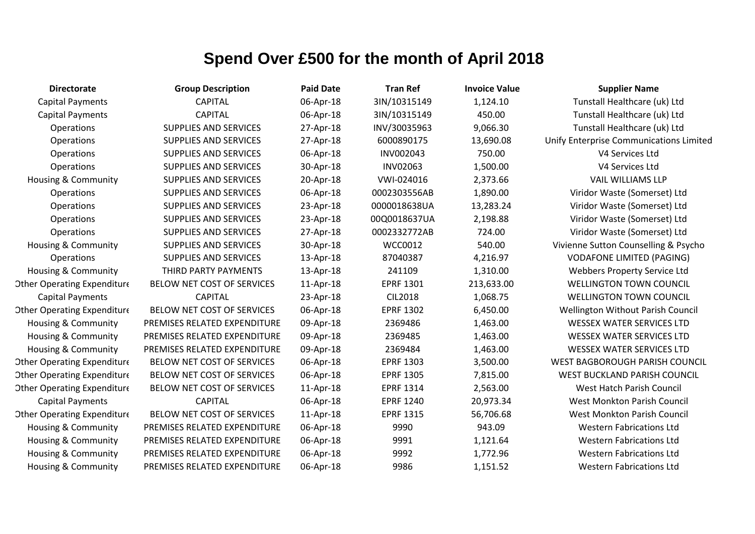# Spend Over £500 for the month of April 2018

| Directorate | Group Description | Paid Date | Tran Ref | Invoice Value | Supplier Name |
| --- | --- | --- | --- | --- | --- |
| Capital Payments | CAPITAL | 06-Apr-18 | 3IN/10315149 | 1,124.10 | Tunstall Healthcare (uk) Ltd |
| Capital Payments | CAPITAL | 06-Apr-18 | 3IN/10315149 | 450.00 | Tunstall Healthcare (uk) Ltd |
| Operations | SUPPLIES AND SERVICES | 27-Apr-18 | INV/30035963 | 9,066.30 | Tunstall Healthcare (uk) Ltd |
| Operations | SUPPLIES AND SERVICES | 27-Apr-18 | 6000890175 | 13,690.08 | Unify Enterprise Communications Limited |
| Operations | SUPPLIES AND SERVICES | 06-Apr-18 | INV002043 | 750.00 | V4 Services Ltd |
| Operations | SUPPLIES AND SERVICES | 30-Apr-18 | INV02063 | 1,500.00 | V4 Services Ltd |
| Housing & Community | SUPPLIES AND SERVICES | 20-Apr-18 | VWI-024016 | 2,373.66 | VAIL WILLIAMS LLP |
| Operations | SUPPLIES AND SERVICES | 06-Apr-18 | 0002303556AB | 1,890.00 | Viridor Waste (Somerset) Ltd |
| Operations | SUPPLIES AND SERVICES | 23-Apr-18 | 0000018638UA | 13,283.24 | Viridor Waste (Somerset) Ltd |
| Operations | SUPPLIES AND SERVICES | 23-Apr-18 | 00Q0018637UA | 2,198.88 | Viridor Waste (Somerset) Ltd |
| Operations | SUPPLIES AND SERVICES | 27-Apr-18 | 0002332772AB | 724.00 | Viridor Waste (Somerset) Ltd |
| Housing & Community | SUPPLIES AND SERVICES | 30-Apr-18 | WCC0012 | 540.00 | Vivienne Sutton Counselling & Psycho |
| Operations | SUPPLIES AND SERVICES | 13-Apr-18 | 87040387 | 4,216.97 | VODAFONE LIMITED (PAGING) |
| Housing & Community | THIRD PARTY PAYMENTS | 13-Apr-18 | 241109 | 1,310.00 | Webbers Property Service Ltd |
| Other Operating Expenditure | BELOW NET COST OF SERVICES | 11-Apr-18 | EPRF 1301 | 213,633.00 | WELLINGTON TOWN COUNCIL |
| Capital Payments | CAPITAL | 23-Apr-18 | CIL2018 | 1,068.75 | WELLINGTON TOWN COUNCIL |
| Other Operating Expenditure | BELOW NET COST OF SERVICES | 06-Apr-18 | EPRF 1302 | 6,450.00 | Wellington Without Parish Council |
| Housing & Community | PREMISES RELATED EXPENDITURE | 09-Apr-18 | 2369486 | 1,463.00 | WESSEX WATER SERVICES LTD |
| Housing & Community | PREMISES RELATED EXPENDITURE | 09-Apr-18 | 2369485 | 1,463.00 | WESSEX WATER SERVICES LTD |
| Housing & Community | PREMISES RELATED EXPENDITURE | 09-Apr-18 | 2369484 | 1,463.00 | WESSEX WATER SERVICES LTD |
| Other Operating Expenditure | BELOW NET COST OF SERVICES | 06-Apr-18 | EPRF 1303 | 3,500.00 | WEST BAGBOROUGH PARISH COUNCIL |
| Other Operating Expenditure | BELOW NET COST OF SERVICES | 06-Apr-18 | EPRF 1305 | 7,815.00 | WEST BUCKLAND PARISH COUNCIL |
| Other Operating Expenditure | BELOW NET COST OF SERVICES | 11-Apr-18 | EPRF 1314 | 2,563.00 | West Hatch Parish Council |
| Capital Payments | CAPITAL | 06-Apr-18 | EPRF 1240 | 20,973.34 | West Monkton Parish Council |
| Other Operating Expenditure | BELOW NET COST OF SERVICES | 11-Apr-18 | EPRF 1315 | 56,706.68 | West Monkton Parish Council |
| Housing & Community | PREMISES RELATED EXPENDITURE | 06-Apr-18 | 9990 | 943.09 | Western Fabrications Ltd |
| Housing & Community | PREMISES RELATED EXPENDITURE | 06-Apr-18 | 9991 | 1,121.64 | Western Fabrications Ltd |
| Housing & Community | PREMISES RELATED EXPENDITURE | 06-Apr-18 | 9992 | 1,772.96 | Western Fabrications Ltd |
| Housing & Community | PREMISES RELATED EXPENDITURE | 06-Apr-18 | 9986 | 1,151.52 | Western Fabrications Ltd |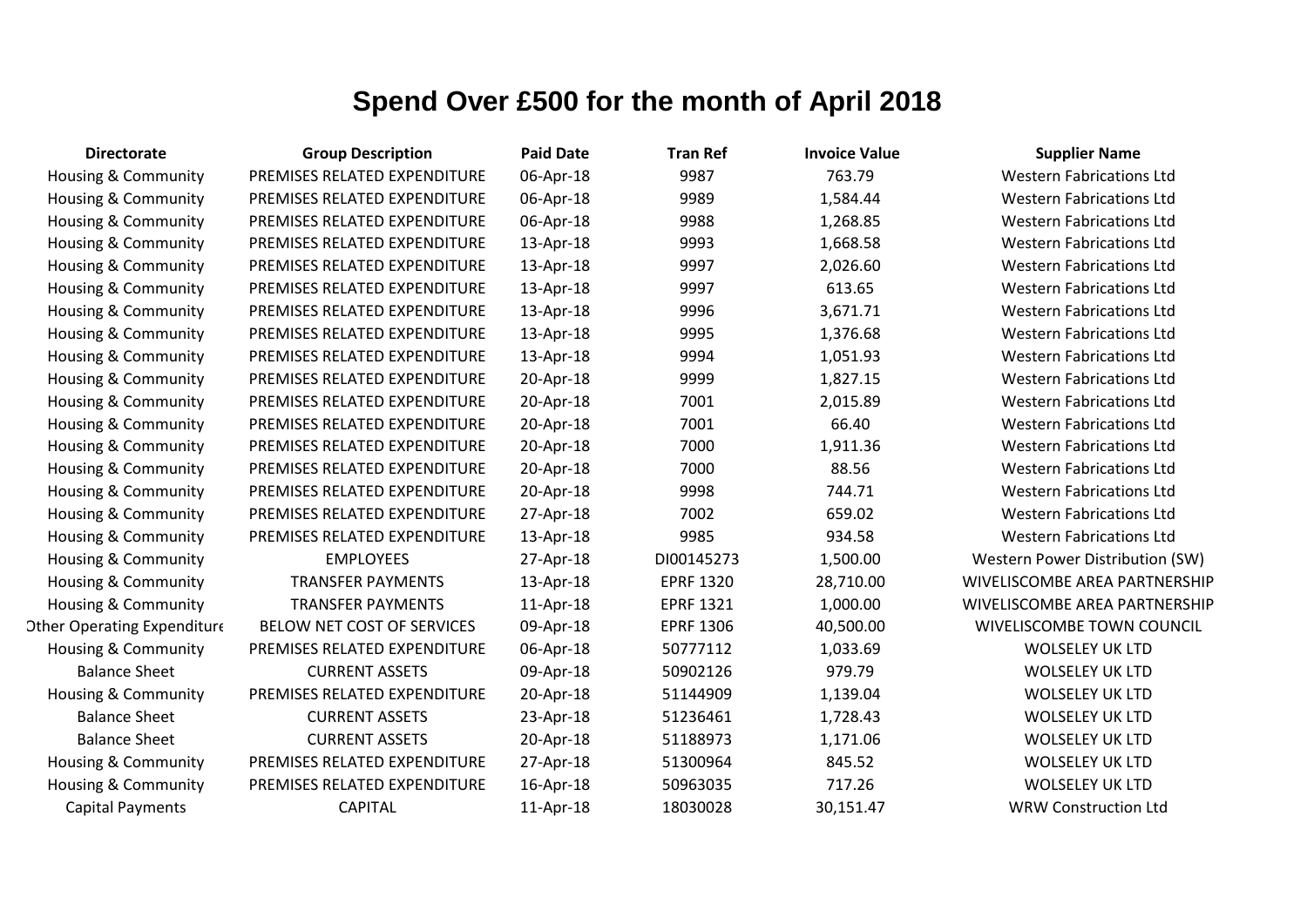# Spend Over £500 for the month of April 2018

| Directorate | Group Description | Paid Date | Tran Ref | Invoice Value | Supplier Name |
|---|---|---|---|---|---|
| Housing & Community | PREMISES RELATED EXPENDITURE | 06-Apr-18 | 9987 | 763.79 | Western Fabrications Ltd |
| Housing & Community | PREMISES RELATED EXPENDITURE | 06-Apr-18 | 9989 | 1,584.44 | Western Fabrications Ltd |
| Housing & Community | PREMISES RELATED EXPENDITURE | 06-Apr-18 | 9988 | 1,268.85 | Western Fabrications Ltd |
| Housing & Community | PREMISES RELATED EXPENDITURE | 13-Apr-18 | 9993 | 1,668.58 | Western Fabrications Ltd |
| Housing & Community | PREMISES RELATED EXPENDITURE | 13-Apr-18 | 9997 | 2,026.60 | Western Fabrications Ltd |
| Housing & Community | PREMISES RELATED EXPENDITURE | 13-Apr-18 | 9997 | 613.65 | Western Fabrications Ltd |
| Housing & Community | PREMISES RELATED EXPENDITURE | 13-Apr-18 | 9996 | 3,671.71 | Western Fabrications Ltd |
| Housing & Community | PREMISES RELATED EXPENDITURE | 13-Apr-18 | 9995 | 1,376.68 | Western Fabrications Ltd |
| Housing & Community | PREMISES RELATED EXPENDITURE | 13-Apr-18 | 9994 | 1,051.93 | Western Fabrications Ltd |
| Housing & Community | PREMISES RELATED EXPENDITURE | 20-Apr-18 | 9999 | 1,827.15 | Western Fabrications Ltd |
| Housing & Community | PREMISES RELATED EXPENDITURE | 20-Apr-18 | 7001 | 2,015.89 | Western Fabrications Ltd |
| Housing & Community | PREMISES RELATED EXPENDITURE | 20-Apr-18 | 7001 | 66.40 | Western Fabrications Ltd |
| Housing & Community | PREMISES RELATED EXPENDITURE | 20-Apr-18 | 7000 | 1,911.36 | Western Fabrications Ltd |
| Housing & Community | PREMISES RELATED EXPENDITURE | 20-Apr-18 | 7000 | 88.56 | Western Fabrications Ltd |
| Housing & Community | PREMISES RELATED EXPENDITURE | 20-Apr-18 | 9998 | 744.71 | Western Fabrications Ltd |
| Housing & Community | PREMISES RELATED EXPENDITURE | 27-Apr-18 | 7002 | 659.02 | Western Fabrications Ltd |
| Housing & Community | PREMISES RELATED EXPENDITURE | 13-Apr-18 | 9985 | 934.58 | Western Fabrications Ltd |
| Housing & Community | EMPLOYEES | 27-Apr-18 | DI00145273 | 1,500.00 | Western Power Distribution (SW) |
| Housing & Community | TRANSFER PAYMENTS | 13-Apr-18 | EPRF 1320 | 28,710.00 | WIVELISCOMBE AREA PARTNERSHIP |
| Housing & Community | TRANSFER PAYMENTS | 11-Apr-18 | EPRF 1321 | 1,000.00 | WIVELISCOMBE AREA PARTNERSHIP |
| Other Operating Expenditure | BELOW NET COST OF SERVICES | 09-Apr-18 | EPRF 1306 | 40,500.00 | WIVELISCOMBE TOWN COUNCIL |
| Housing & Community | PREMISES RELATED EXPENDITURE | 06-Apr-18 | 50777112 | 1,033.69 | WOLSELEY UK LTD |
| Balance Sheet | CURRENT ASSETS | 09-Apr-18 | 50902126 | 979.79 | WOLSELEY UK LTD |
| Housing & Community | PREMISES RELATED EXPENDITURE | 20-Apr-18 | 51144909 | 1,139.04 | WOLSELEY UK LTD |
| Balance Sheet | CURRENT ASSETS | 23-Apr-18 | 51236461 | 1,728.43 | WOLSELEY UK LTD |
| Balance Sheet | CURRENT ASSETS | 20-Apr-18 | 51188973 | 1,171.06 | WOLSELEY UK LTD |
| Housing & Community | PREMISES RELATED EXPENDITURE | 27-Apr-18 | 51300964 | 845.52 | WOLSELEY UK LTD |
| Housing & Community | PREMISES RELATED EXPENDITURE | 16-Apr-18 | 50963035 | 717.26 | WOLSELEY UK LTD |
| Capital Payments | CAPITAL | 11-Apr-18 | 18030028 | 30,151.47 | WRW Construction Ltd |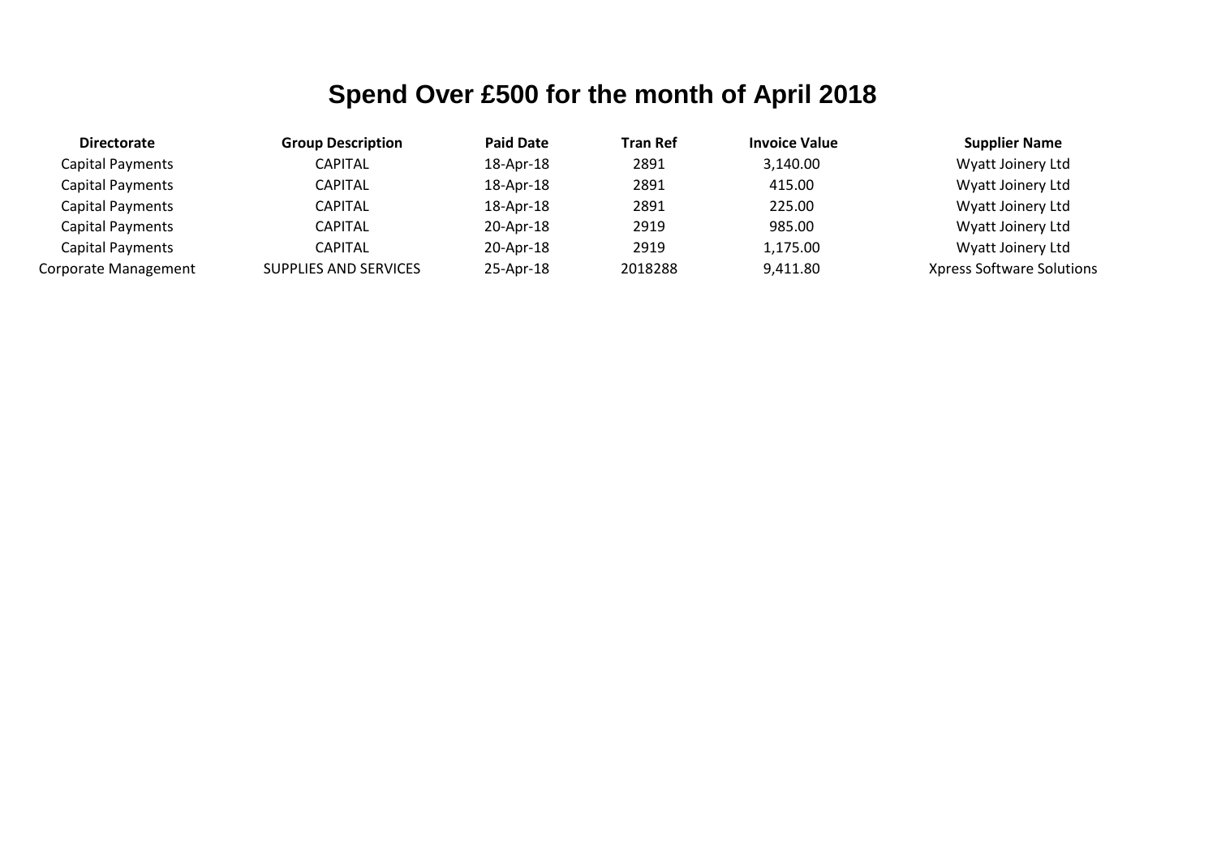# Spend Over £500 for the month of April 2018

| Directorate | Group Description | Paid Date | Tran Ref | Invoice Value | Supplier Name |
|---|---|---|---|---|---|
| Capital Payments | CAPITAL | 18-Apr-18 | 2891 | 3,140.00 | Wyatt Joinery Ltd |
| Capital Payments | CAPITAL | 18-Apr-18 | 2891 | 415.00 | Wyatt Joinery Ltd |
| Capital Payments | CAPITAL | 18-Apr-18 | 2891 | 225.00 | Wyatt Joinery Ltd |
| Capital Payments | CAPITAL | 20-Apr-18 | 2919 | 985.00 | Wyatt Joinery Ltd |
| Capital Payments | CAPITAL | 20-Apr-18 | 2919 | 1,175.00 | Wyatt Joinery Ltd |
| Corporate Management | SUPPLIES AND SERVICES | 25-Apr-18 | 2018288 | 9,411.80 | Xpress Software Solutions |